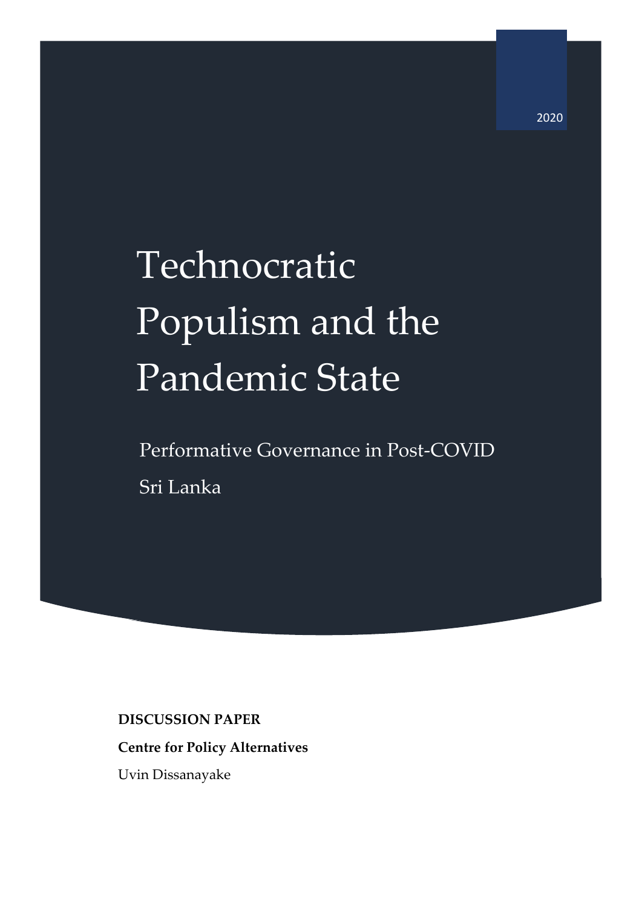2020

# Technocratic Populism and the Pandemic State

## Performative Governance in Post-COVID Sri Lanka

**DISCUSSION PAPER**

**Centre for Policy Alternatives**

Uvin Dissanayake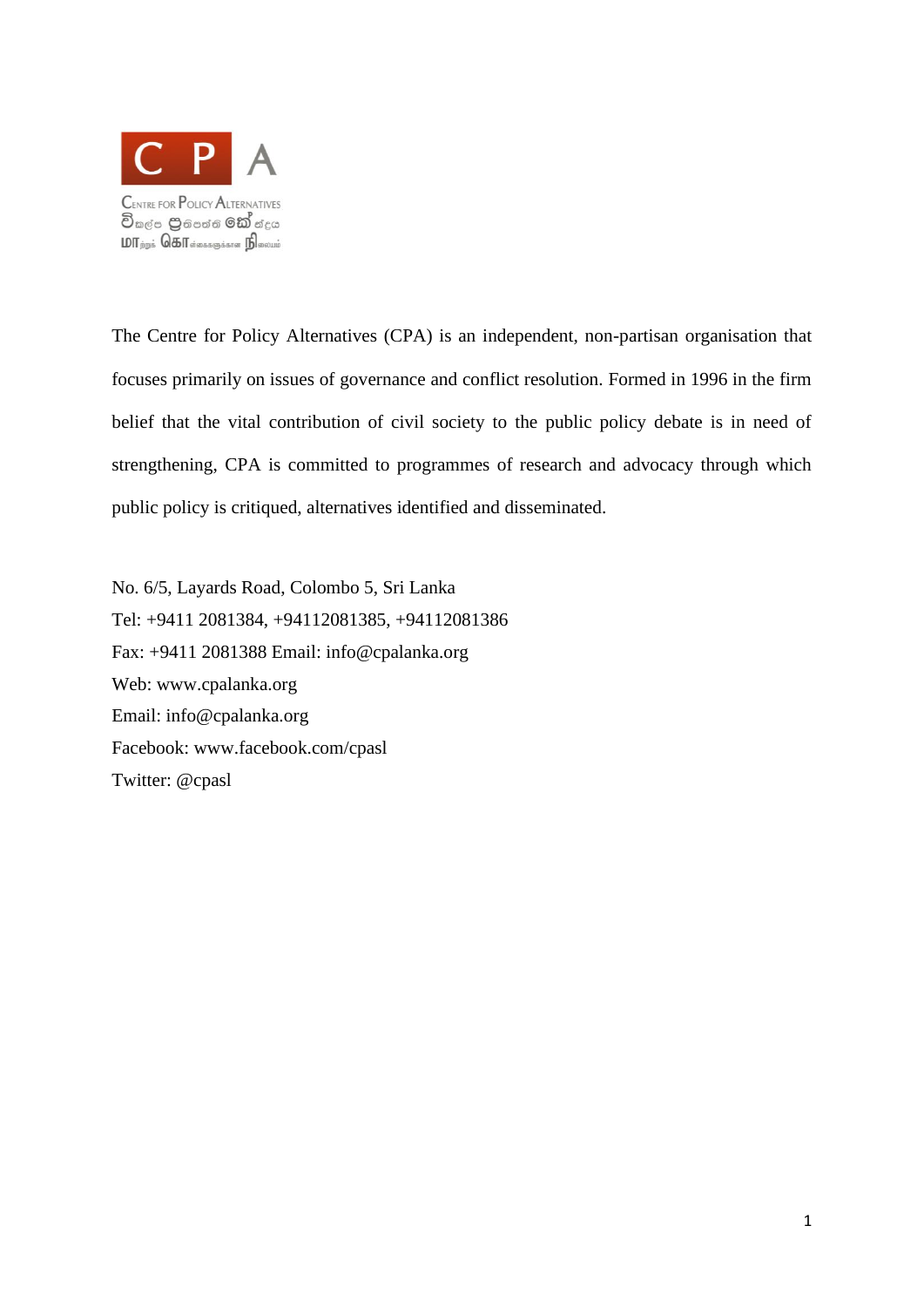The Centre for Policy Alternatives (CPA) is an independent, non-partisan organisation that focuses primarily on issues of governance and conflict resolution. Formed in 1996 in the firm belief that the vital contribution of civil society to the public policy debate is in need of strengthening, CPA is committed to programmes of research and advocacy through which public policy is critiqued, alternatives identified and disseminated.

No. 6/5, Layards Road, Colombo 5, Sri Lanka
Tel: +9411 2081384, +94112081385, +94112081386
Fax: +9411 2081388 Email: info@cpalanka.org
Web: www.cpalanka.org
Email: info@cpalanka.org
Facebook: www.facebook.com/cpasl
Twitter: @cpasl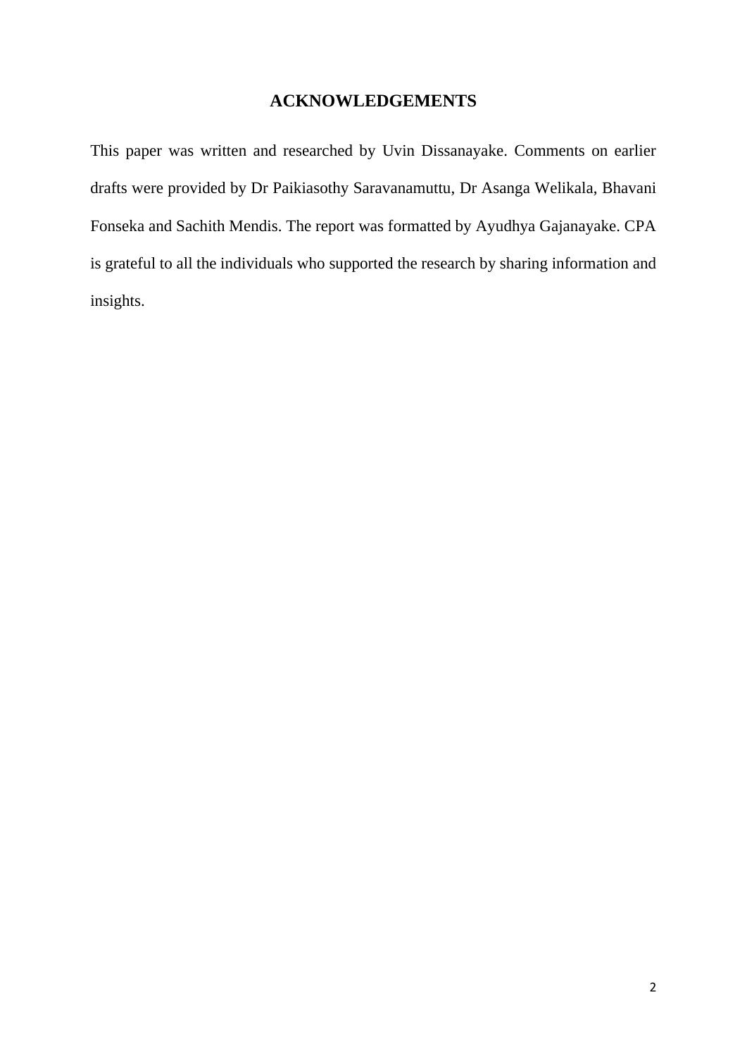## ACKNOWLEDGEMENTS

This paper was written and researched by Uvin Dissanayake. Comments on earlier drafts were provided by Dr Paikiasothy Saravanamuttu, Dr Asanga Welikala, Bhavani Fonseka and Sachith Mendis. The report was formatted by Ayudhya Gajanayake. CPA is grateful to all the individuals who supported the research by sharing information and insights.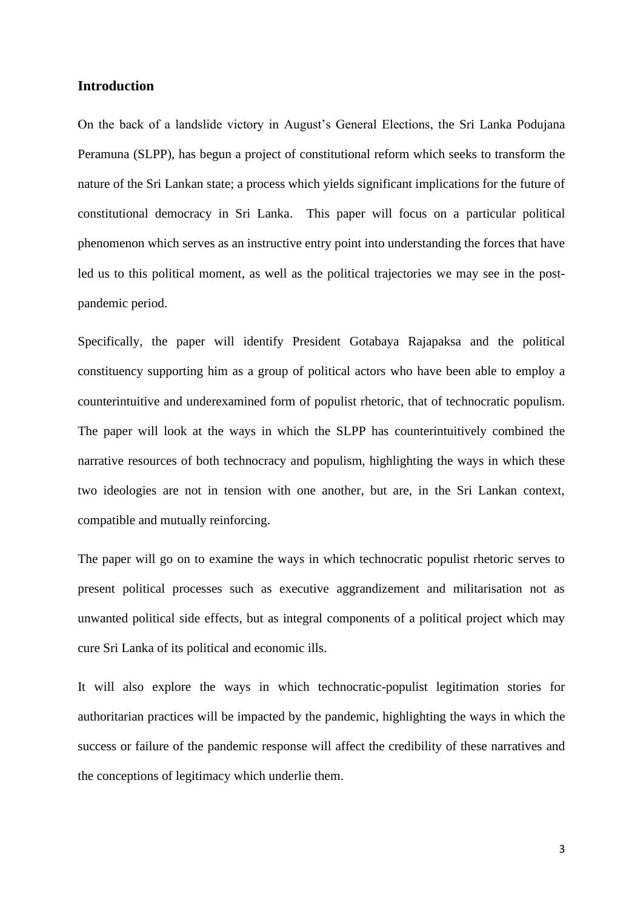## Introduction

On the back of a landslide victory in August's General Elections, the Sri Lanka Podujana Peramuna (SLPP), has begun a project of constitutional reform which seeks to transform the nature of the Sri Lankan state; a process which yields significant implications for the future of constitutional democracy in Sri Lanka. This paper will focus on a particular political phenomenon which serves as an instructive entry point into understanding the forces that have led us to this political moment, as well as the political trajectories we may see in the post-pandemic period.

Specifically, the paper will identify President Gotabaya Rajapaksa and the political constituency supporting him as a group of political actors who have been able to employ a counterintuitive and underexamined form of populist rhetoric, that of technocratic populism. The paper will look at the ways in which the SLPP has counterintuitively combined the narrative resources of both technocracy and populism, highlighting the ways in which these two ideologies are not in tension with one another, but are, in the Sri Lankan context, compatible and mutually reinforcing.

The paper will go on to examine the ways in which technocratic populist rhetoric serves to present political processes such as executive aggrandizement and militarisation not as unwanted political side effects, but as integral components of a political project which may cure Sri Lanka of its political and economic ills.

It will also explore the ways in which technocratic-populist legitimation stories for authoritarian practices will be impacted by the pandemic, highlighting the ways in which the success or failure of the pandemic response will affect the credibility of these narratives and the conceptions of legitimacy which underlie them.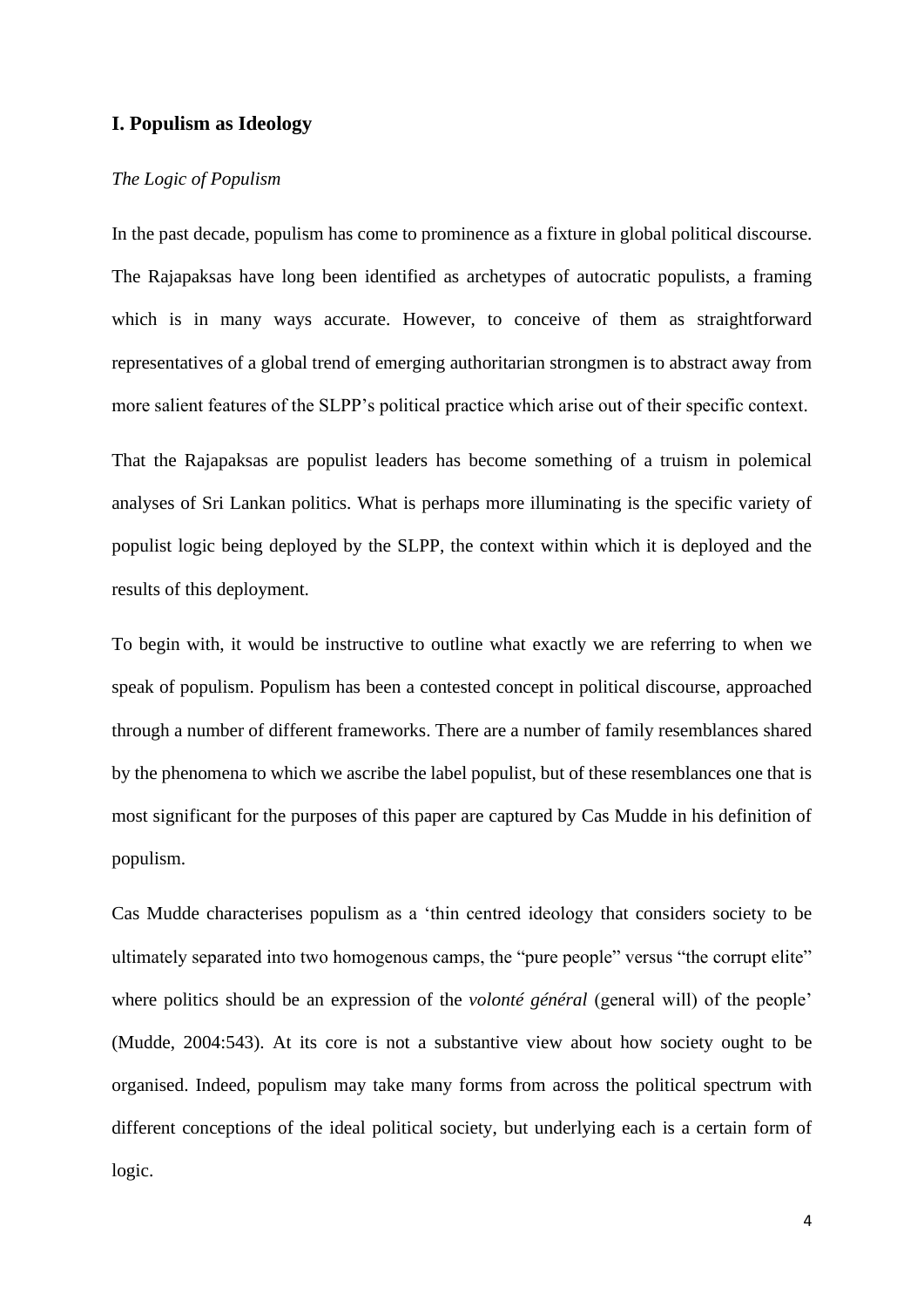## I. Populism as Ideology

*The Logic of Populism*

In the past decade, populism has come to prominence as a fixture in global political discourse. The Rajapaksas have long been identified as archetypes of autocratic populists, a framing which is in many ways accurate. However, to conceive of them as straightforward representatives of a global trend of emerging authoritarian strongmen is to abstract away from more salient features of the SLPP's political practice which arise out of their specific context.

That the Rajapaksas are populist leaders has become something of a truism in polemical analyses of Sri Lankan politics. What is perhaps more illuminating is the specific variety of populist logic being deployed by the SLPP, the context within which it is deployed and the results of this deployment.

To begin with, it would be instructive to outline what exactly we are referring to when we speak of populism. Populism has been a contested concept in political discourse, approached through a number of different frameworks. There are a number of family resemblances shared by the phenomena to which we ascribe the label populist, but of these resemblances one that is most significant for the purposes of this paper are captured by Cas Mudde in his definition of populism.

Cas Mudde characterises populism as a 'thin centred ideology that considers society to be ultimately separated into two homogenous camps, the "pure people" versus "the corrupt elite" where politics should be an expression of the *volonté général* (general will) of the people' (Mudde, 2004:543). At its core is not a substantive view about how society ought to be organised. Indeed, populism may take many forms from across the political spectrum with different conceptions of the ideal political society, but underlying each is a certain form of logic.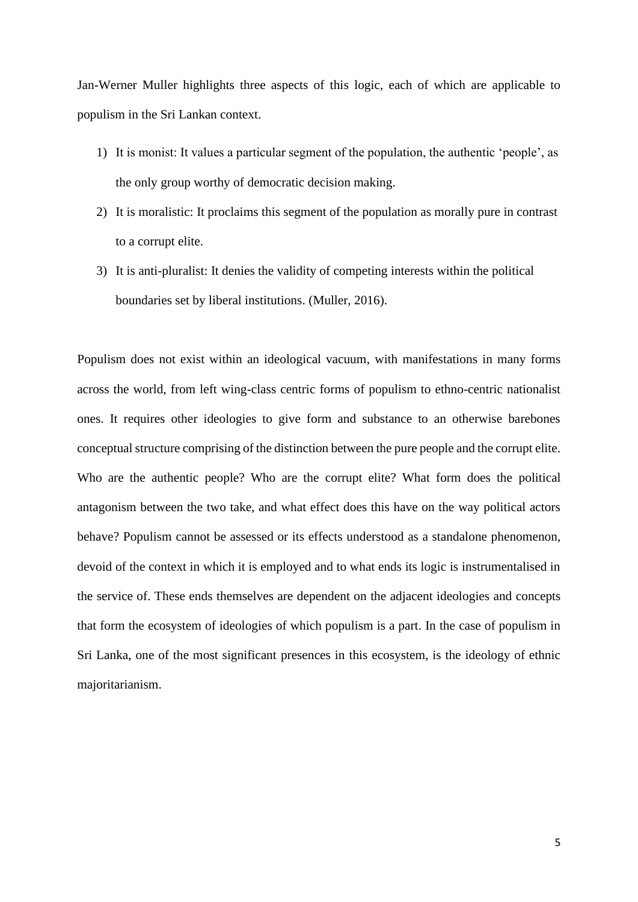Jan-Werner Muller highlights three aspects of this logic, each of which are applicable to populism in the Sri Lankan context.

1) It is monist: It values a particular segment of the population, the authentic 'people', as the only group worthy of democratic decision making.
2) It is moralistic: It proclaims this segment of the population as morally pure in contrast to a corrupt elite.
3) It is anti-pluralist: It denies the validity of competing interests within the political boundaries set by liberal institutions. (Muller, 2016).

Populism does not exist within an ideological vacuum, with manifestations in many forms across the world, from left wing-class centric forms of populism to ethno-centric nationalist ones. It requires other ideologies to give form and substance to an otherwise barebones conceptual structure comprising of the distinction between the pure people and the corrupt elite. Who are the authentic people? Who are the corrupt elite? What form does the political antagonism between the two take, and what effect does this have on the way political actors behave? Populism cannot be assessed or its effects understood as a standalone phenomenon, devoid of the context in which it is employed and to what ends its logic is instrumentalised in the service of. These ends themselves are dependent on the adjacent ideologies and concepts that form the ecosystem of ideologies of which populism is a part. In the case of populism in Sri Lanka, one of the most significant presences in this ecosystem, is the ideology of ethnic majoritarianism.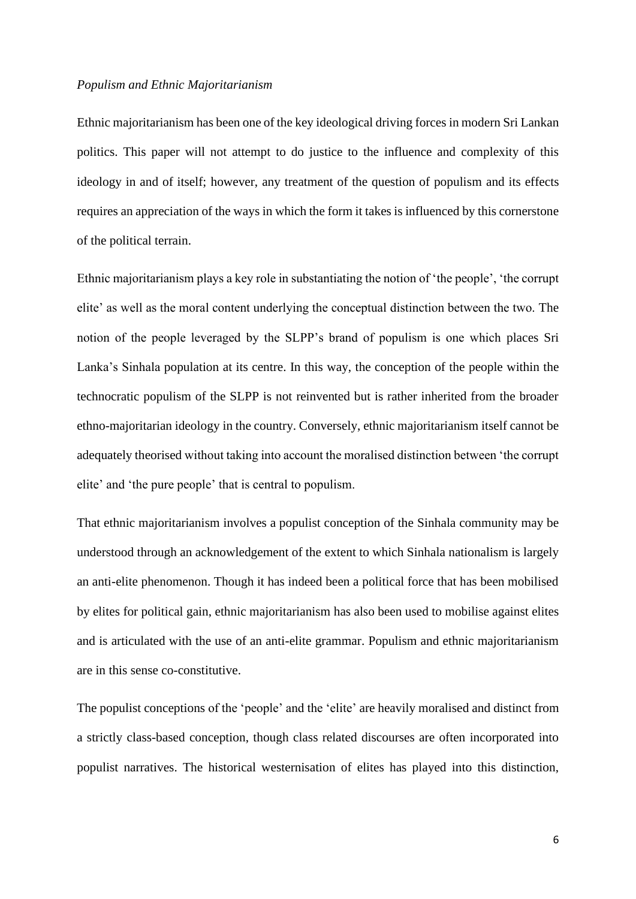*Populism and Ethnic Majoritarianism*

Ethnic majoritarianism has been one of the key ideological driving forces in modern Sri Lankan politics. This paper will not attempt to do justice to the influence and complexity of this ideology in and of itself; however, any treatment of the question of populism and its effects requires an appreciation of the ways in which the form it takes is influenced by this cornerstone of the political terrain.

Ethnic majoritarianism plays a key role in substantiating the notion of 'the people', 'the corrupt elite' as well as the moral content underlying the conceptual distinction between the two. The notion of the people leveraged by the SLPP's brand of populism is one which places Sri Lanka's Sinhala population at its centre. In this way, the conception of the people within the technocratic populism of the SLPP is not reinvented but is rather inherited from the broader ethno-majoritarian ideology in the country. Conversely, ethnic majoritarianism itself cannot be adequately theorised without taking into account the moralised distinction between 'the corrupt elite' and 'the pure people' that is central to populism.

That ethnic majoritarianism involves a populist conception of the Sinhala community may be understood through an acknowledgement of the extent to which Sinhala nationalism is largely an anti-elite phenomenon. Though it has indeed been a political force that has been mobilised by elites for political gain, ethnic majoritarianism has also been used to mobilise against elites and is articulated with the use of an anti-elite grammar. Populism and ethnic majoritarianism are in this sense co-constitutive.

The populist conceptions of the 'people' and the 'elite' are heavily moralised and distinct from a strictly class-based conception, though class related discourses are often incorporated into populist narratives. The historical westernisation of elites has played into this distinction,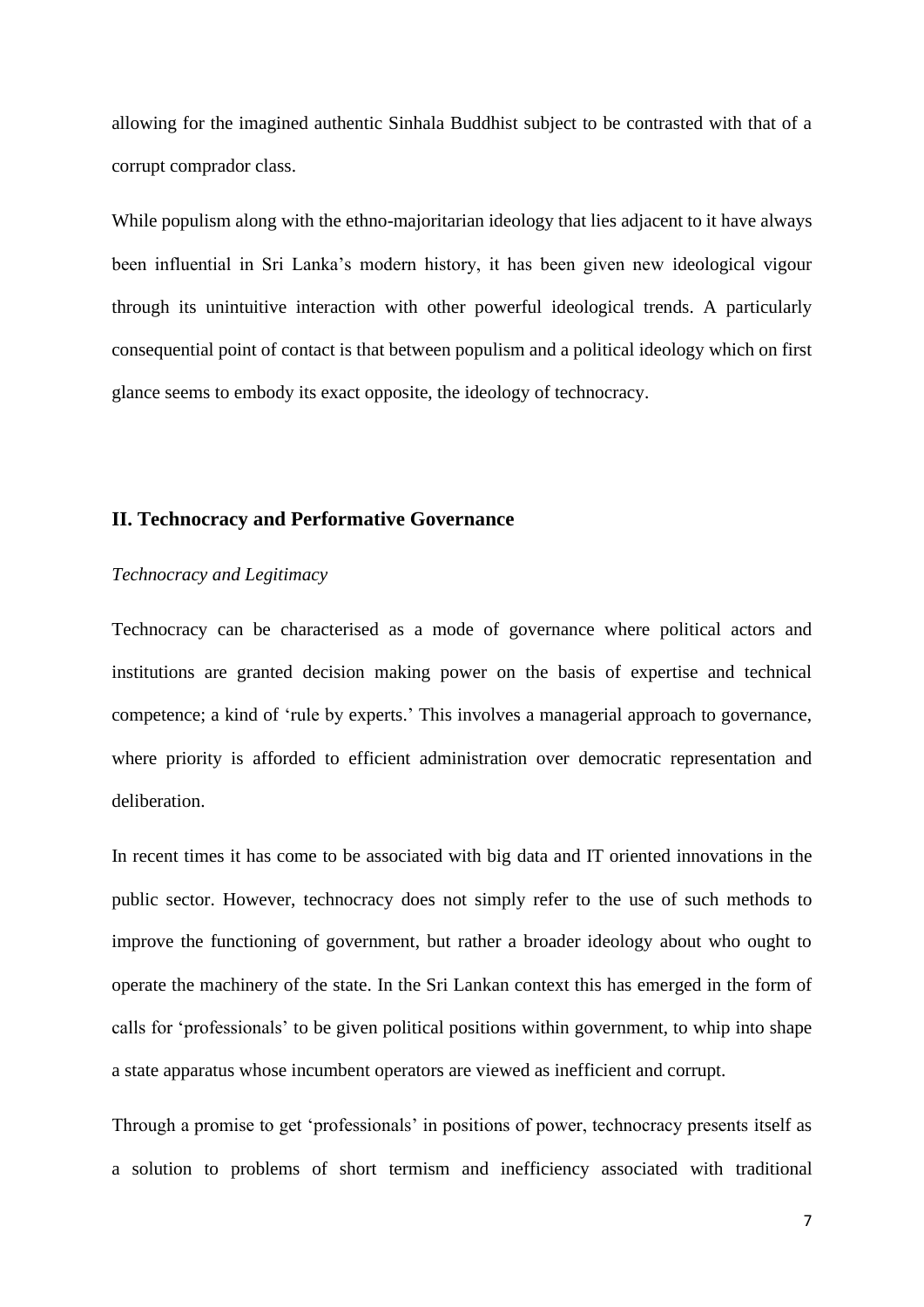allowing for the imagined authentic Sinhala Buddhist subject to be contrasted with that of a corrupt comprador class.

While populism along with the ethno-majoritarian ideology that lies adjacent to it have always been influential in Sri Lanka's modern history, it has been given new ideological vigour through its unintuitive interaction with other powerful ideological trends. A particularly consequential point of contact is that between populism and a political ideology which on first glance seems to embody its exact opposite, the ideology of technocracy.

## II. Technocracy and Performative Governance

### *Technocracy and Legitimacy*

Technocracy can be characterised as a mode of governance where political actors and institutions are granted decision making power on the basis of expertise and technical competence; a kind of 'rule by experts.' This involves a managerial approach to governance, where priority is afforded to efficient administration over democratic representation and deliberation.

In recent times it has come to be associated with big data and IT oriented innovations in the public sector. However, technocracy does not simply refer to the use of such methods to improve the functioning of government, but rather a broader ideology about who ought to operate the machinery of the state. In the Sri Lankan context this has emerged in the form of calls for 'professionals' to be given political positions within government, to whip into shape a state apparatus whose incumbent operators are viewed as inefficient and corrupt.

Through a promise to get 'professionals' in positions of power, technocracy presents itself as a solution to problems of short termism and inefficiency associated with traditional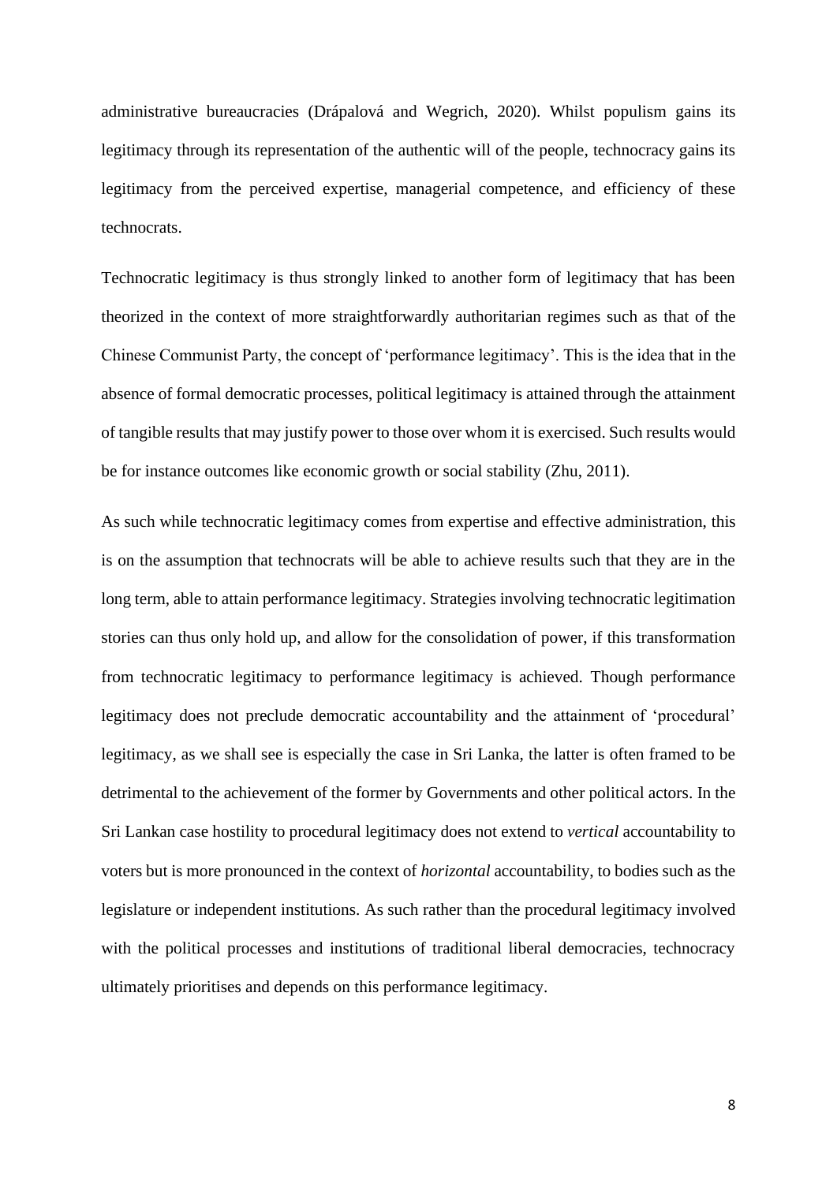administrative bureaucracies (Drápalová and Wegrich, 2020). Whilst populism gains its legitimacy through its representation of the authentic will of the people, technocracy gains its legitimacy from the perceived expertise, managerial competence, and efficiency of these technocrats.

Technocratic legitimacy is thus strongly linked to another form of legitimacy that has been theorized in the context of more straightforwardly authoritarian regimes such as that of the Chinese Communist Party, the concept of 'performance legitimacy'. This is the idea that in the absence of formal democratic processes, political legitimacy is attained through the attainment of tangible results that may justify power to those over whom it is exercised. Such results would be for instance outcomes like economic growth or social stability (Zhu, 2011).

As such while technocratic legitimacy comes from expertise and effective administration, this is on the assumption that technocrats will be able to achieve results such that they are in the long term, able to attain performance legitimacy. Strategies involving technocratic legitimation stories can thus only hold up, and allow for the consolidation of power, if this transformation from technocratic legitimacy to performance legitimacy is achieved. Though performance legitimacy does not preclude democratic accountability and the attainment of 'procedural' legitimacy, as we shall see is especially the case in Sri Lanka, the latter is often framed to be detrimental to the achievement of the former by Governments and other political actors. In the Sri Lankan case hostility to procedural legitimacy does not extend to *vertical* accountability to voters but is more pronounced in the context of *horizontal* accountability, to bodies such as the legislature or independent institutions. As such rather than the procedural legitimacy involved with the political processes and institutions of traditional liberal democracies, technocracy ultimately prioritises and depends on this performance legitimacy.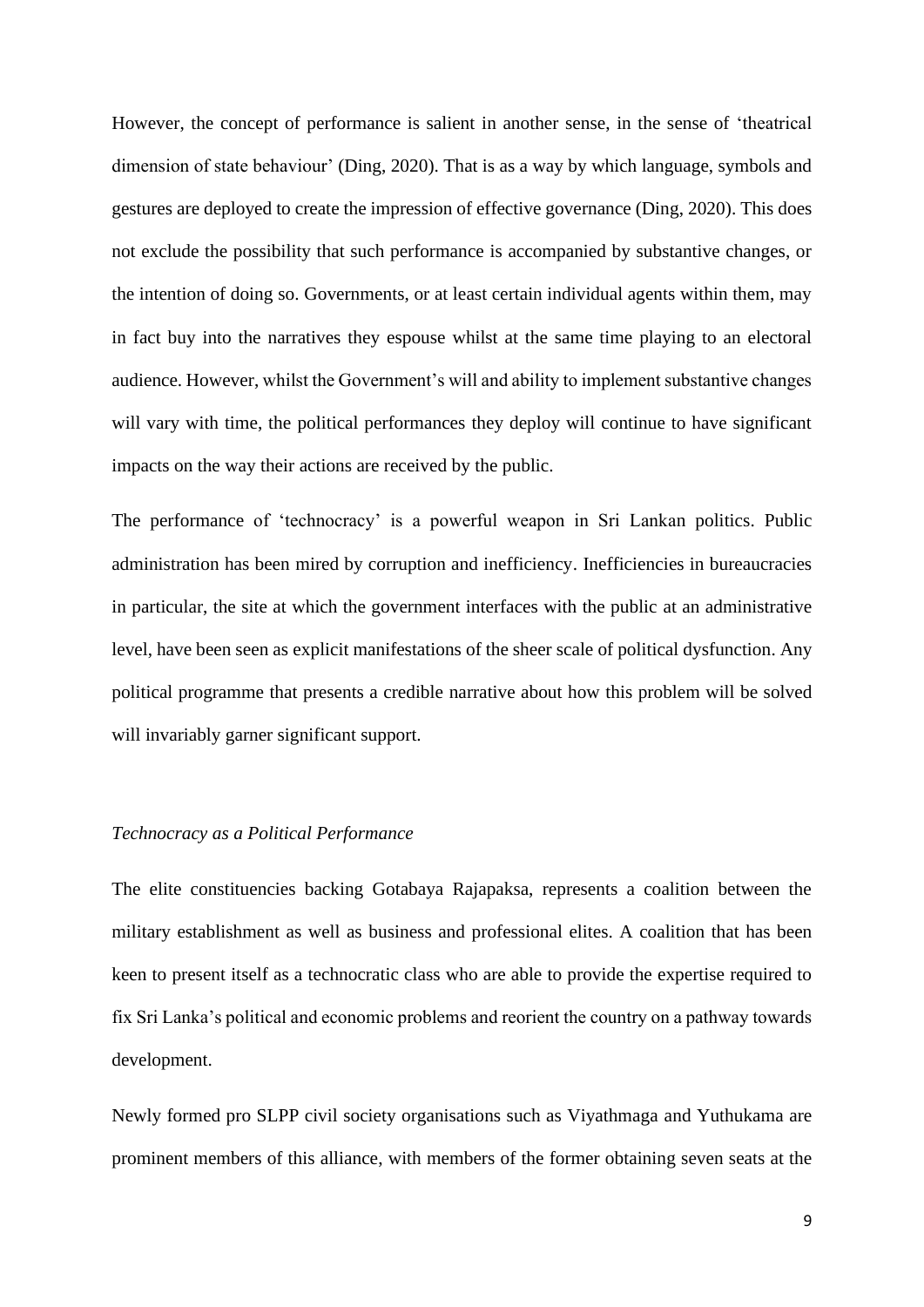However, the concept of performance is salient in another sense, in the sense of 'theatrical dimension of state behaviour' (Ding, 2020). That is as a way by which language, symbols and gestures are deployed to create the impression of effective governance (Ding, 2020). This does not exclude the possibility that such performance is accompanied by substantive changes, or the intention of doing so. Governments, or at least certain individual agents within them, may in fact buy into the narratives they espouse whilst at the same time playing to an electoral audience. However, whilst the Government's will and ability to implement substantive changes will vary with time, the political performances they deploy will continue to have significant impacts on the way their actions are received by the public.

The performance of 'technocracy' is a powerful weapon in Sri Lankan politics. Public administration has been mired by corruption and inefficiency. Inefficiencies in bureaucracies in particular, the site at which the government interfaces with the public at an administrative level, have been seen as explicit manifestations of the sheer scale of political dysfunction. Any political programme that presents a credible narrative about how this problem will be solved will invariably garner significant support.

*Technocracy as a Political Performance*

The elite constituencies backing Gotabaya Rajapaksa, represents a coalition between the military establishment as well as business and professional elites. A coalition that has been keen to present itself as a technocratic class who are able to provide the expertise required to fix Sri Lanka's political and economic problems and reorient the country on a pathway towards development.

Newly formed pro SLPP civil society organisations such as Viyathmaga and Yuthukama are prominent members of this alliance, with members of the former obtaining seven seats at the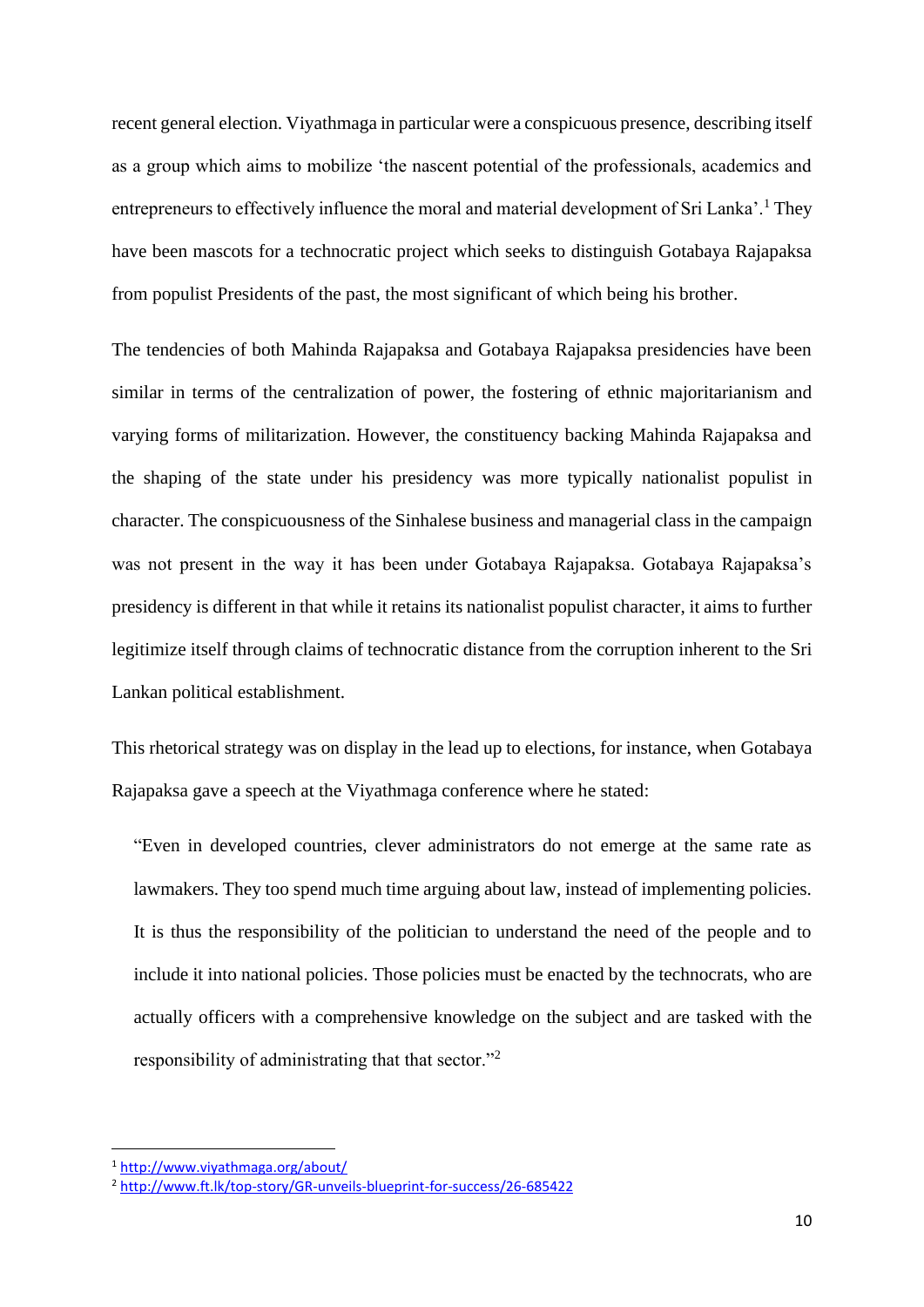recent general election. Viyathmaga in particular were a conspicuous presence, describing itself as a group which aims to mobilize 'the nascent potential of the professionals, academics and entrepreneurs to effectively influence the moral and material development of Sri Lanka'.[1] They have been mascots for a technocratic project which seeks to distinguish Gotabaya Rajapaksa from populist Presidents of the past, the most significant of which being his brother.

The tendencies of both Mahinda Rajapaksa and Gotabaya Rajapaksa presidencies have been similar in terms of the centralization of power, the fostering of ethnic majoritarianism and varying forms of militarization. However, the constituency backing Mahinda Rajapaksa and the shaping of the state under his presidency was more typically nationalist populist in character. The conspicuousness of the Sinhalese business and managerial class in the campaign was not present in the way it has been under Gotabaya Rajapaksa. Gotabaya Rajapaksa's presidency is different in that while it retains its nationalist populist character, it aims to further legitimize itself through claims of technocratic distance from the corruption inherent to the Sri Lankan political establishment.

This rhetorical strategy was on display in the lead up to elections, for instance, when Gotabaya Rajapaksa gave a speech at the Viyathmaga conference where he stated:

> "Even in developed countries, clever administrators do not emerge at the same rate as lawmakers. They too spend much time arguing about law, instead of implementing policies. It is thus the responsibility of the politician to understand the need of the people and to include it into national policies. Those policies must be enacted by the technocrats, who are actually officers with a comprehensive knowledge on the subject and are tasked with the responsibility of administrating that that sector."[2]

---

[1] http://www.viyathmaga.org/about/

[2] http://www.ft.lk/top-story/GR-unveils-blueprint-for-success/26-685422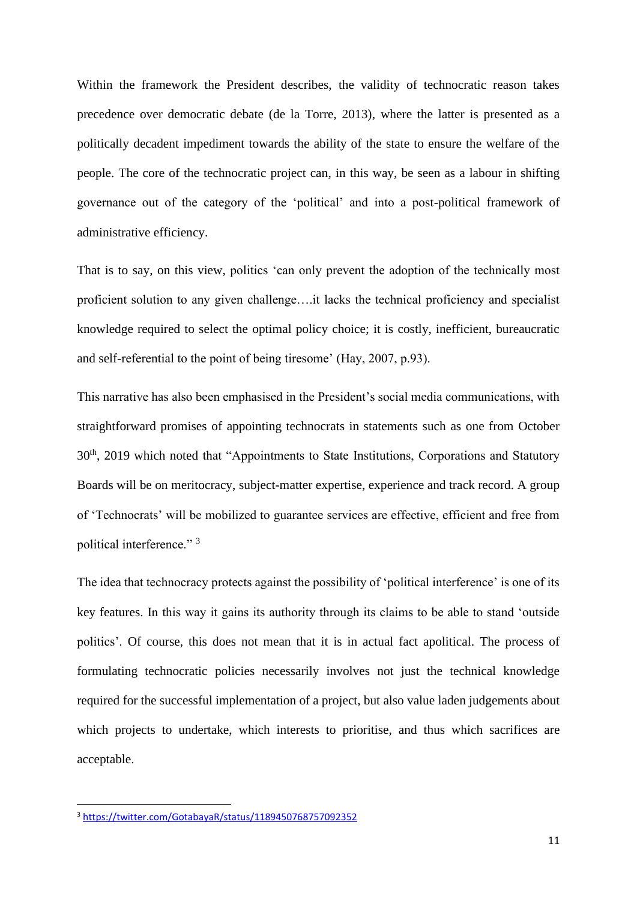Within the framework the President describes, the validity of technocratic reason takes precedence over democratic debate (de la Torre, 2013), where the latter is presented as a politically decadent impediment towards the ability of the state to ensure the welfare of the people. The core of the technocratic project can, in this way, be seen as a labour in shifting governance out of the category of the 'political' and into a post-political framework of administrative efficiency.

That is to say, on this view, politics 'can only prevent the adoption of the technically most proficient solution to any given challenge….it lacks the technical proficiency and specialist knowledge required to select the optimal policy choice; it is costly, inefficient, bureaucratic and self-referential to the point of being tiresome' (Hay, 2007, p.93).

This narrative has also been emphasised in the President's social media communications, with straightforward promises of appointing technocrats in statements such as one from October 30th, 2019 which noted that "Appointments to State Institutions, Corporations and Statutory Boards will be on meritocracy, subject-matter expertise, experience and track record. A group of 'Technocrats' will be mobilized to guarantee services are effective, efficient and free from political interference." [3]

The idea that technocracy protects against the possibility of 'political interference' is one of its key features. In this way it gains its authority through its claims to be able to stand 'outside politics'. Of course, this does not mean that it is in actual fact apolitical. The process of formulating technocratic policies necessarily involves not just the technical knowledge required for the successful implementation of a project, but also value laden judgements about which projects to undertake, which interests to prioritise, and thus which sacrifices are acceptable.

[3] https://twitter.com/GotabayaR/status/1189450768757092352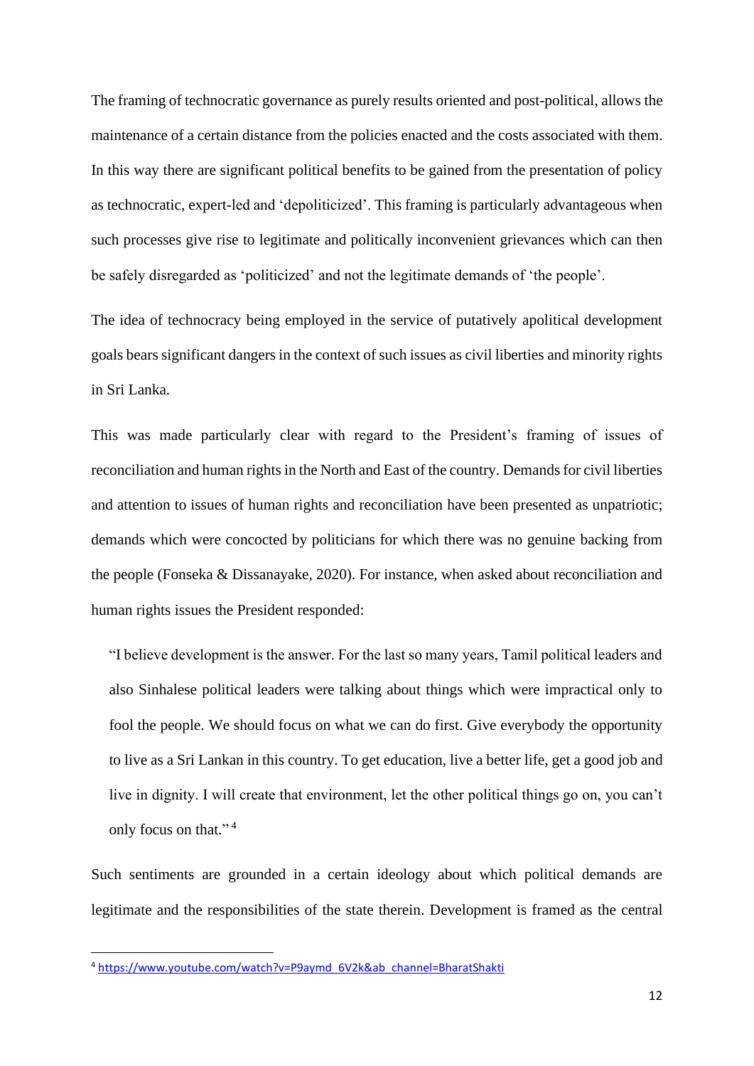The framing of technocratic governance as purely results oriented and post-political, allows the maintenance of a certain distance from the policies enacted and the costs associated with them. In this way there are significant political benefits to be gained from the presentation of policy as technocratic, expert-led and 'depoliticized'. This framing is particularly advantageous when such processes give rise to legitimate and politically inconvenient grievances which can then be safely disregarded as 'politicized' and not the legitimate demands of 'the people'.

The idea of technocracy being employed in the service of putatively apolitical development goals bears significant dangers in the context of such issues as civil liberties and minority rights in Sri Lanka.

This was made particularly clear with regard to the President's framing of issues of reconciliation and human rights in the North and East of the country. Demands for civil liberties and attention to issues of human rights and reconciliation have been presented as unpatriotic; demands which were concocted by politicians for which there was no genuine backing from the people (Fonseka & Dissanayake, 2020). For instance, when asked about reconciliation and human rights issues the President responded:

> "I believe development is the answer. For the last so many years, Tamil political leaders and also Sinhalese political leaders were talking about things which were impractical only to fool the people. We should focus on what we can do first. Give everybody the opportunity to live as a Sri Lankan in this country. To get education, live a better life, get a good job and live in dignity. I will create that environment, let the other political things go on, you can't only focus on that." [4]

Such sentiments are grounded in a certain ideology about which political demands are legitimate and the responsibilities of the state therein. Development is framed as the central

[4] https://www.youtube.com/watch?v=P9aymd_6V2k&ab_channel=BharatShakti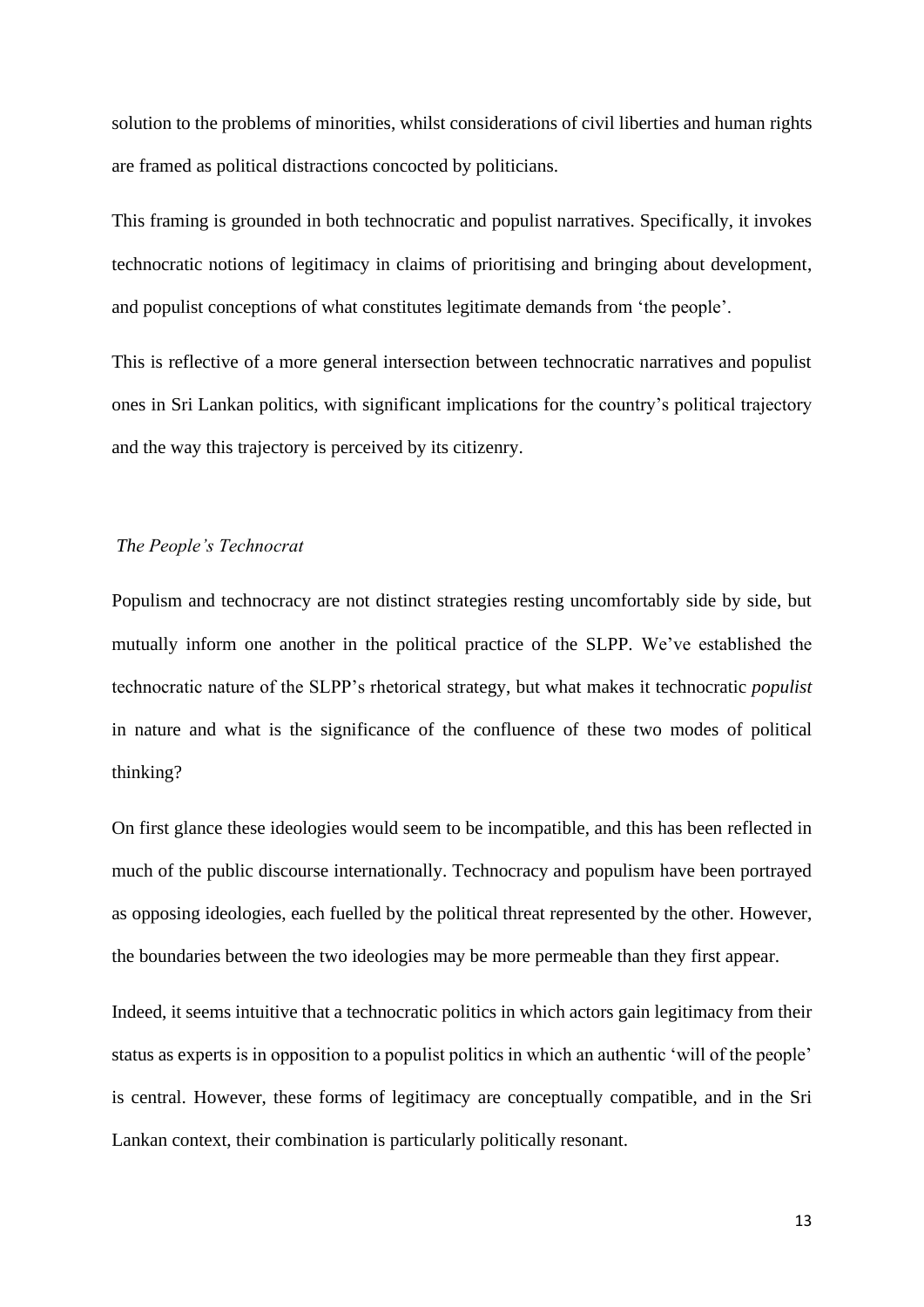solution to the problems of minorities, whilst considerations of civil liberties and human rights are framed as political distractions concocted by politicians.

This framing is grounded in both technocratic and populist narratives. Specifically, it invokes technocratic notions of legitimacy in claims of prioritising and bringing about development, and populist conceptions of what constitutes legitimate demands from 'the people'.

This is reflective of a more general intersection between technocratic narratives and populist ones in Sri Lankan politics, with significant implications for the country's political trajectory and the way this trajectory is perceived by its citizenry.

### *The People's Technocrat*

Populism and technocracy are not distinct strategies resting uncomfortably side by side, but mutually inform one another in the political practice of the SLPP. We've established the technocratic nature of the SLPP's rhetorical strategy, but what makes it technocratic *populist* in nature and what is the significance of the confluence of these two modes of political thinking?

On first glance these ideologies would seem to be incompatible, and this has been reflected in much of the public discourse internationally. Technocracy and populism have been portrayed as opposing ideologies, each fuelled by the political threat represented by the other. However, the boundaries between the two ideologies may be more permeable than they first appear.

Indeed, it seems intuitive that a technocratic politics in which actors gain legitimacy from their status as experts is in opposition to a populist politics in which an authentic 'will of the people' is central. However, these forms of legitimacy are conceptually compatible, and in the Sri Lankan context, their combination is particularly politically resonant.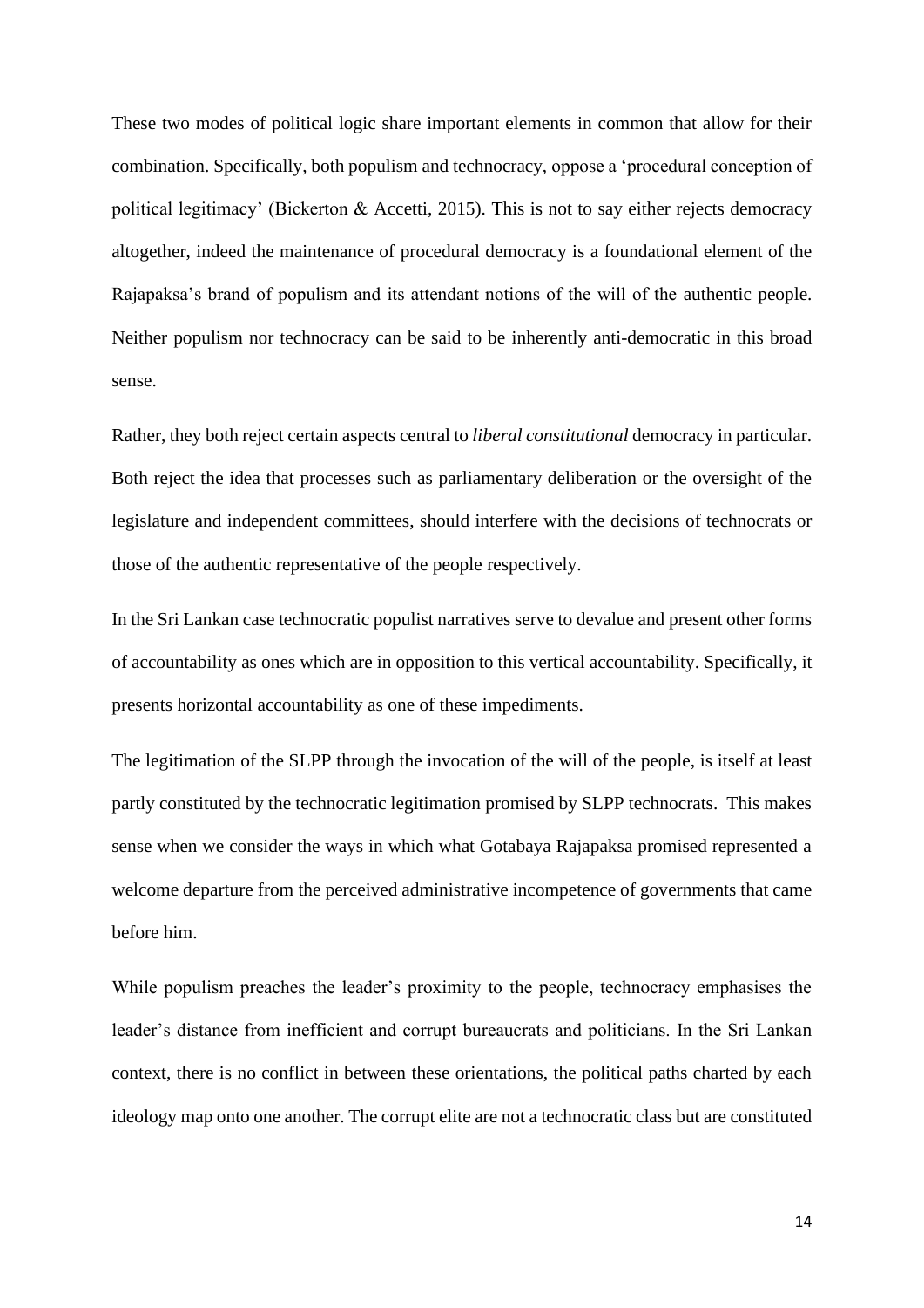These two modes of political logic share important elements in common that allow for their combination. Specifically, both populism and technocracy, oppose a 'procedural conception of political legitimacy' (Bickerton & Accetti, 2015). This is not to say either rejects democracy altogether, indeed the maintenance of procedural democracy is a foundational element of the Rajapaksa's brand of populism and its attendant notions of the will of the authentic people. Neither populism nor technocracy can be said to be inherently anti-democratic in this broad sense.

Rather, they both reject certain aspects central to *liberal constitutional* democracy in particular. Both reject the idea that processes such as parliamentary deliberation or the oversight of the legislature and independent committees, should interfere with the decisions of technocrats or those of the authentic representative of the people respectively.

In the Sri Lankan case technocratic populist narratives serve to devalue and present other forms of accountability as ones which are in opposition to this vertical accountability. Specifically, it presents horizontal accountability as one of these impediments.

The legitimation of the SLPP through the invocation of the will of the people, is itself at least partly constituted by the technocratic legitimation promised by SLPP technocrats. This makes sense when we consider the ways in which what Gotabaya Rajapaksa promised represented a welcome departure from the perceived administrative incompetence of governments that came before him.

While populism preaches the leader's proximity to the people, technocracy emphasises the leader's distance from inefficient and corrupt bureaucrats and politicians. In the Sri Lankan context, there is no conflict in between these orientations, the political paths charted by each ideology map onto one another. The corrupt elite are not a technocratic class but are constituted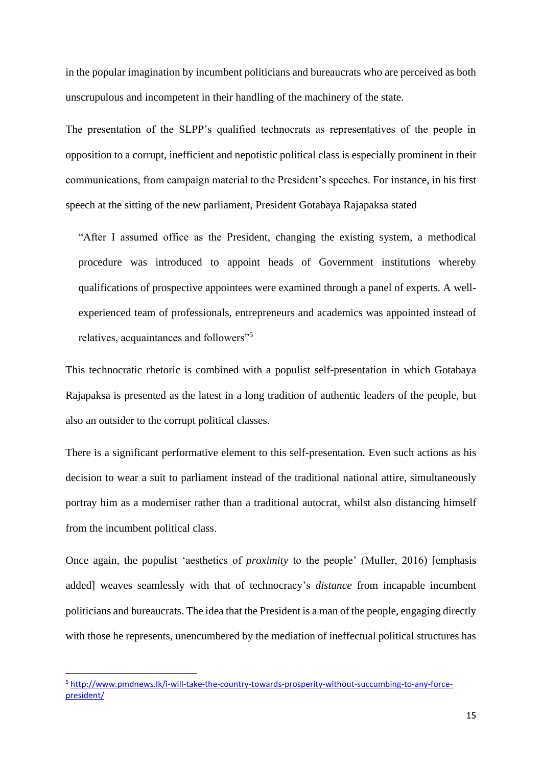in the popular imagination by incumbent politicians and bureaucrats who are perceived as both unscrupulous and incompetent in their handling of the machinery of the state.

The presentation of the SLPP's qualified technocrats as representatives of the people in opposition to a corrupt, inefficient and nepotistic political class is especially prominent in their communications, from campaign material to the President's speeches. For instance, in his first speech at the sitting of the new parliament, President Gotabaya Rajapaksa stated

> "After I assumed office as the President, changing the existing system, a methodical procedure was introduced to appoint heads of Government institutions whereby qualifications of prospective appointees were examined through a panel of experts. A well-experienced team of professionals, entrepreneurs and academics was appointed instead of relatives, acquaintances and followers"[5]

This technocratic rhetoric is combined with a populist self-presentation in which Gotabaya Rajapaksa is presented as the latest in a long tradition of authentic leaders of the people, but also an outsider to the corrupt political classes.

There is a significant performative element to this self-presentation. Even such actions as his decision to wear a suit to parliament instead of the traditional national attire, simultaneously portray him as a moderniser rather than a traditional autocrat, whilst also distancing himself from the incumbent political class.

Once again, the populist 'aesthetics of *proximity* to the people' (Muller, 2016) [emphasis added] weaves seamlessly with that of technocracy's *distance* from incapable incumbent politicians and bureaucrats. The idea that the President is a man of the people, engaging directly with those he represents, unencumbered by the mediation of ineffectual political structures has

---

[5] http://www.pmdnews.lk/i-will-take-the-country-towards-prosperity-without-succumbing-to-any-force-president/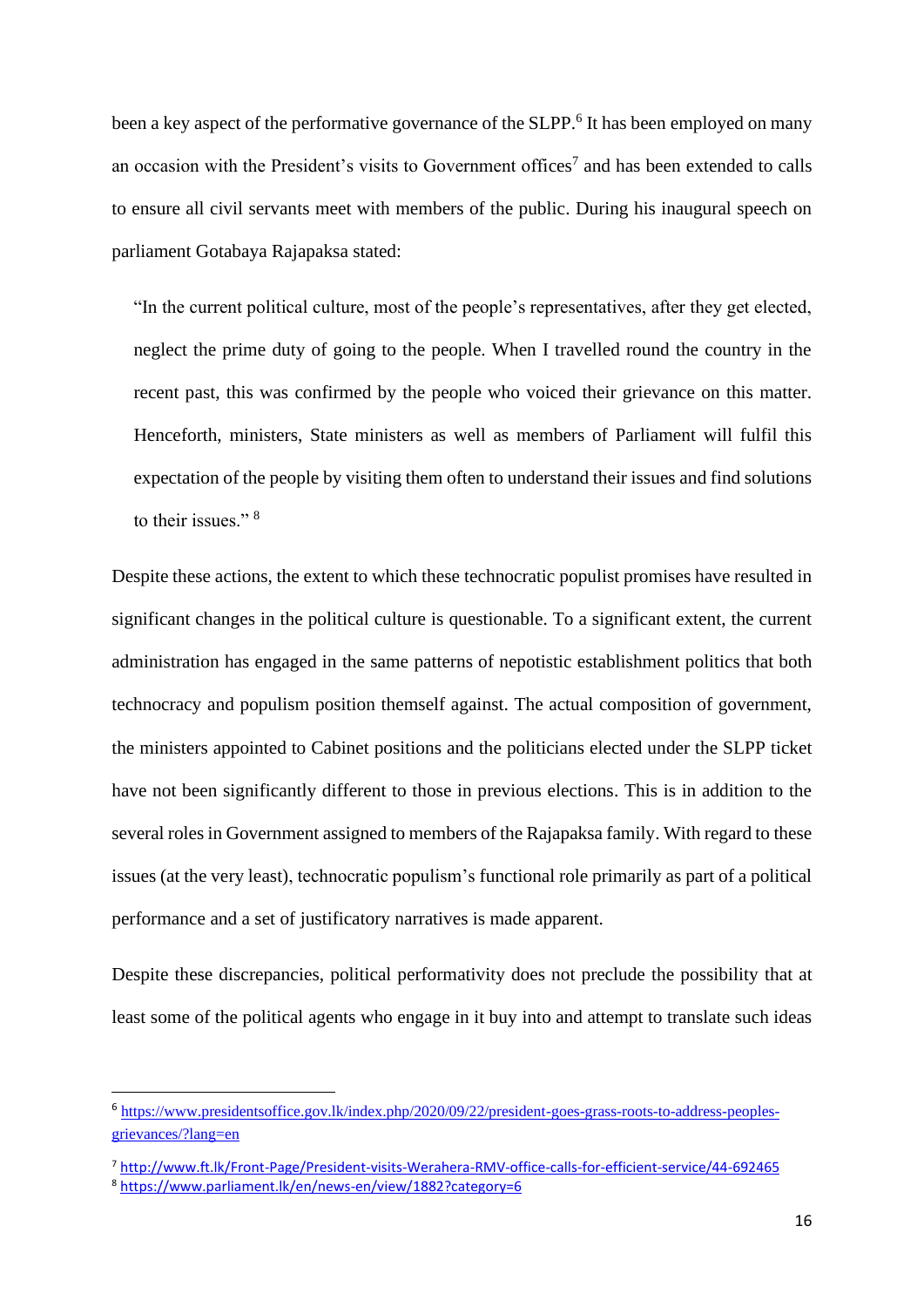been a key aspect of the performative governance of the SLPP.[6] It has been employed on many an occasion with the President's visits to Government offices[7] and has been extended to calls to ensure all civil servants meet with members of the public. During his inaugural speech on parliament Gotabaya Rajapaksa stated:

> "In the current political culture, most of the people's representatives, after they get elected, neglect the prime duty of going to the people. When I travelled round the country in the recent past, this was confirmed by the people who voiced their grievance on this matter. Henceforth, ministers, State ministers as well as members of Parliament will fulfil this expectation of the people by visiting them often to understand their issues and find solutions to their issues." [8]

Despite these actions, the extent to which these technocratic populist promises have resulted in significant changes in the political culture is questionable. To a significant extent, the current administration has engaged in the same patterns of nepotistic establishment politics that both technocracy and populism position themself against. The actual composition of government, the ministers appointed to Cabinet positions and the politicians elected under the SLPP ticket have not been significantly different to those in previous elections. This is in addition to the several roles in Government assigned to members of the Rajapaksa family. With regard to these issues (at the very least), technocratic populism's functional role primarily as part of a political performance and a set of justificatory narratives is made apparent.

Despite these discrepancies, political performativity does not preclude the possibility that at least some of the political agents who engage in it buy into and attempt to translate such ideas

---

[6] https://www.presidentsoffice.gov.lk/index.php/2020/09/22/president-goes-grass-roots-to-address-peoples-grievances/?lang=en

[7] http://www.ft.lk/Front-Page/President-visits-Werahera-RMV-office-calls-for-efficient-service/44-692465

[8] https://www.parliament.lk/en/news-en/view/1882?category=6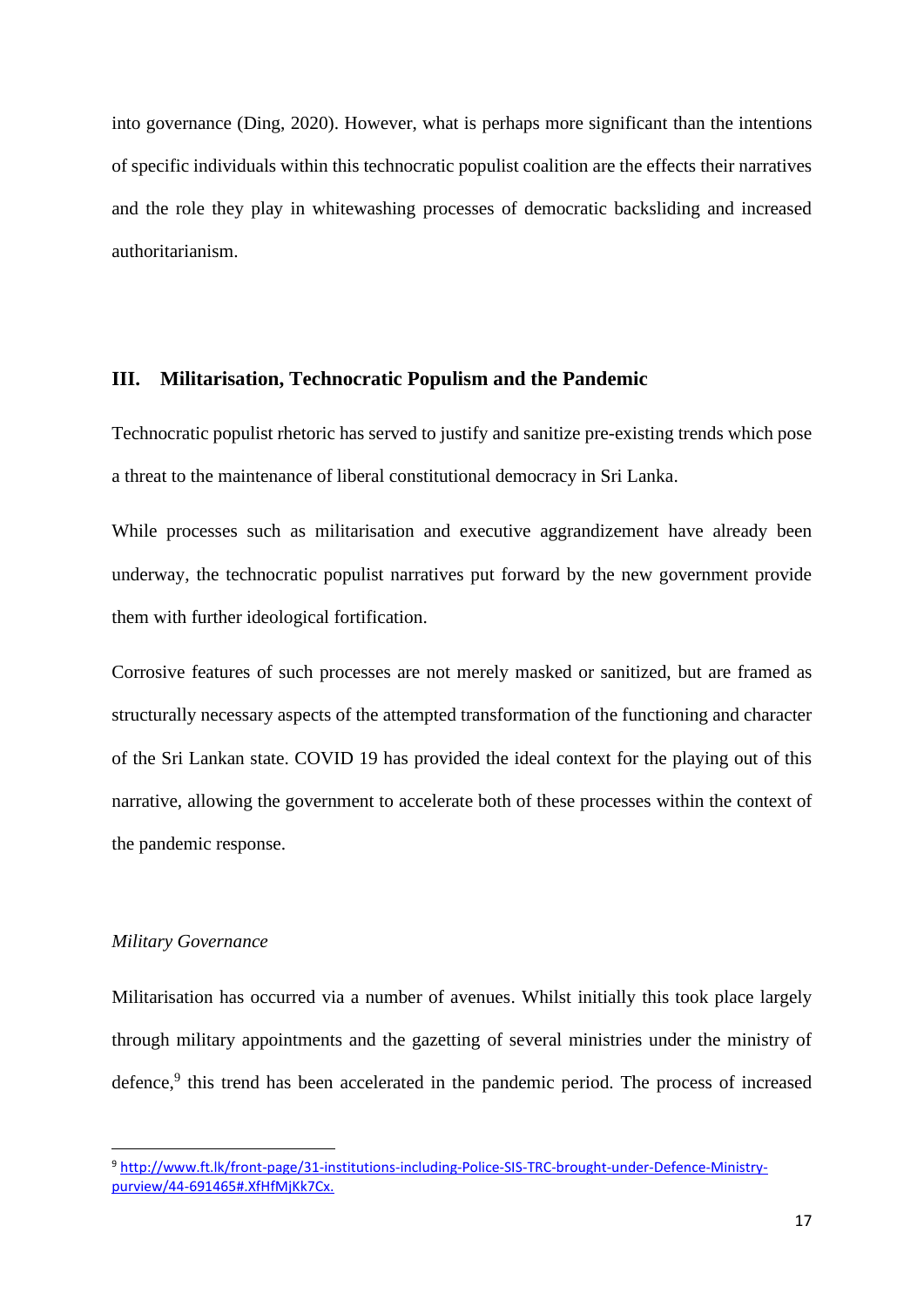into governance (Ding, 2020). However, what is perhaps more significant than the intentions of specific individuals within this technocratic populist coalition are the effects their narratives and the role they play in whitewashing processes of democratic backsliding and increased authoritarianism.

## III. Militarisation, Technocratic Populism and the Pandemic

Technocratic populist rhetoric has served to justify and sanitize pre-existing trends which pose a threat to the maintenance of liberal constitutional democracy in Sri Lanka.

While processes such as militarisation and executive aggrandizement have already been underway, the technocratic populist narratives put forward by the new government provide them with further ideological fortification.

Corrosive features of such processes are not merely masked or sanitized, but are framed as structurally necessary aspects of the attempted transformation of the functioning and character of the Sri Lankan state. COVID 19 has provided the ideal context for the playing out of this narrative, allowing the government to accelerate both of these processes within the context of the pandemic response.

### *Military Governance*

Militarisation has occurred via a number of avenues. Whilst initially this took place largely through military appointments and the gazetting of several ministries under the ministry of defence,[9] this trend has been accelerated in the pandemic period. The process of increased

---

[9] http://www.ft.lk/front-page/31-institutions-including-Police-SIS-TRC-brought-under-Defence-Ministry-purview/44-691465#.XfHfMjKk7Cx.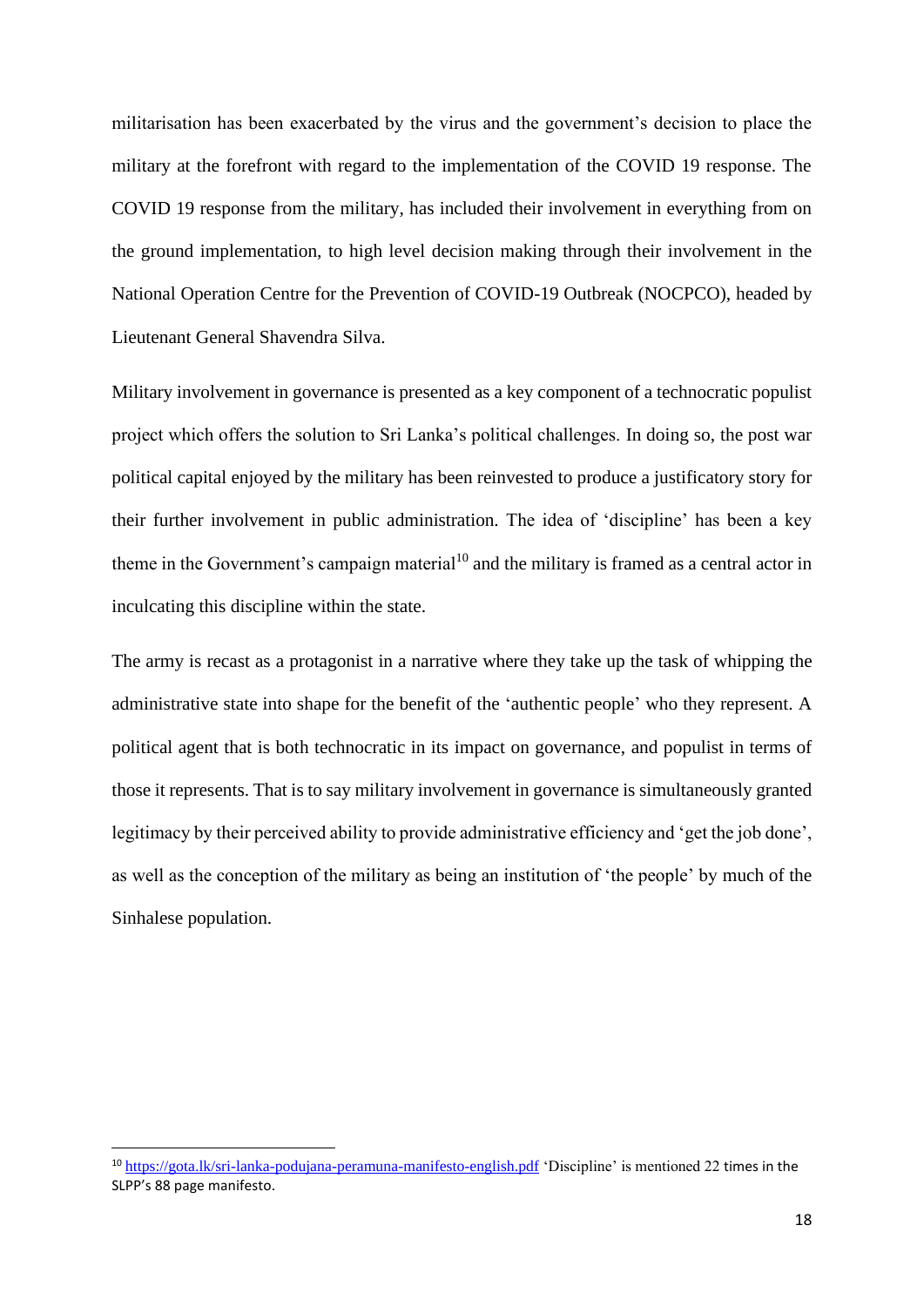militarisation has been exacerbated by the virus and the government's decision to place the military at the forefront with regard to the implementation of the COVID 19 response. The COVID 19 response from the military, has included their involvement in everything from on the ground implementation, to high level decision making through their involvement in the National Operation Centre for the Prevention of COVID-19 Outbreak (NOCPCO), headed by Lieutenant General Shavendra Silva.

Military involvement in governance is presented as a key component of a technocratic populist project which offers the solution to Sri Lanka's political challenges. In doing so, the post war political capital enjoyed by the military has been reinvested to produce a justificatory story for their further involvement in public administration. The idea of 'discipline' has been a key theme in the Government's campaign material[10] and the military is framed as a central actor in inculcating this discipline within the state.

The army is recast as a protagonist in a narrative where they take up the task of whipping the administrative state into shape for the benefit of the 'authentic people' who they represent. A political agent that is both technocratic in its impact on governance, and populist in terms of those it represents. That is to say military involvement in governance is simultaneously granted legitimacy by their perceived ability to provide administrative efficiency and 'get the job done', as well as the conception of the military as being an institution of 'the people' by much of the Sinhalese population.

---

[10] https://gota.lk/sri-lanka-podujana-peramuna-manifesto-english.pdf 'Discipline' is mentioned 22 times in the SLPP's 88 page manifesto.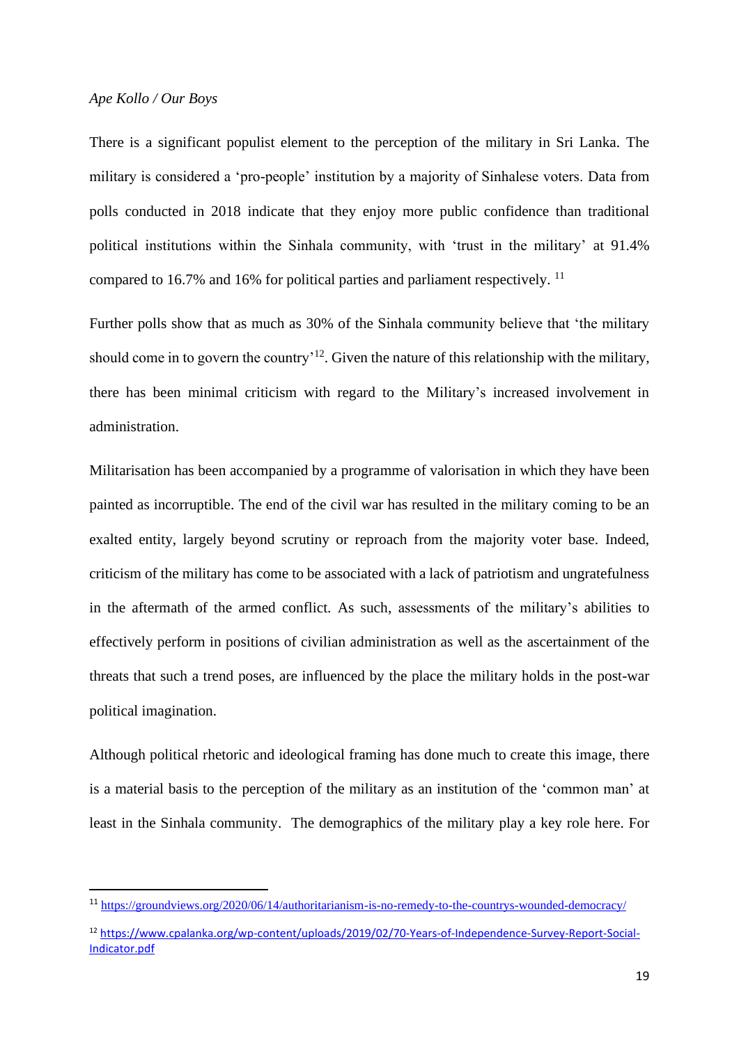*Ape Kollo / Our Boys*

There is a significant populist element to the perception of the military in Sri Lanka. The military is considered a 'pro-people' institution by a majority of Sinhalese voters. Data from polls conducted in 2018 indicate that they enjoy more public confidence than traditional political institutions within the Sinhala community, with 'trust in the military' at 91.4% compared to 16.7% and 16% for political parties and parliament respectively. [11]

Further polls show that as much as 30% of the Sinhala community believe that 'the military should come in to govern the country'[12]. Given the nature of this relationship with the military, there has been minimal criticism with regard to the Military's increased involvement in administration.

Militarisation has been accompanied by a programme of valorisation in which they have been painted as incorruptible. The end of the civil war has resulted in the military coming to be an exalted entity, largely beyond scrutiny or reproach from the majority voter base. Indeed, criticism of the military has come to be associated with a lack of patriotism and ungratefulness in the aftermath of the armed conflict. As such, assessments of the military's abilities to effectively perform in positions of civilian administration as well as the ascertainment of the threats that such a trend poses, are influenced by the place the military holds in the post-war political imagination.

Although political rhetoric and ideological framing has done much to create this image, there is a material basis to the perception of the military as an institution of the 'common man' at least in the Sinhala community. The demographics of the military play a key role here. For

---

[11] https://groundviews.org/2020/06/14/authoritarianism-is-no-remedy-to-the-countrys-wounded-democracy/

[12] https://www.cpalanka.org/wp-content/uploads/2019/02/70-Years-of-Independence-Survey-Report-Social-Indicator.pdf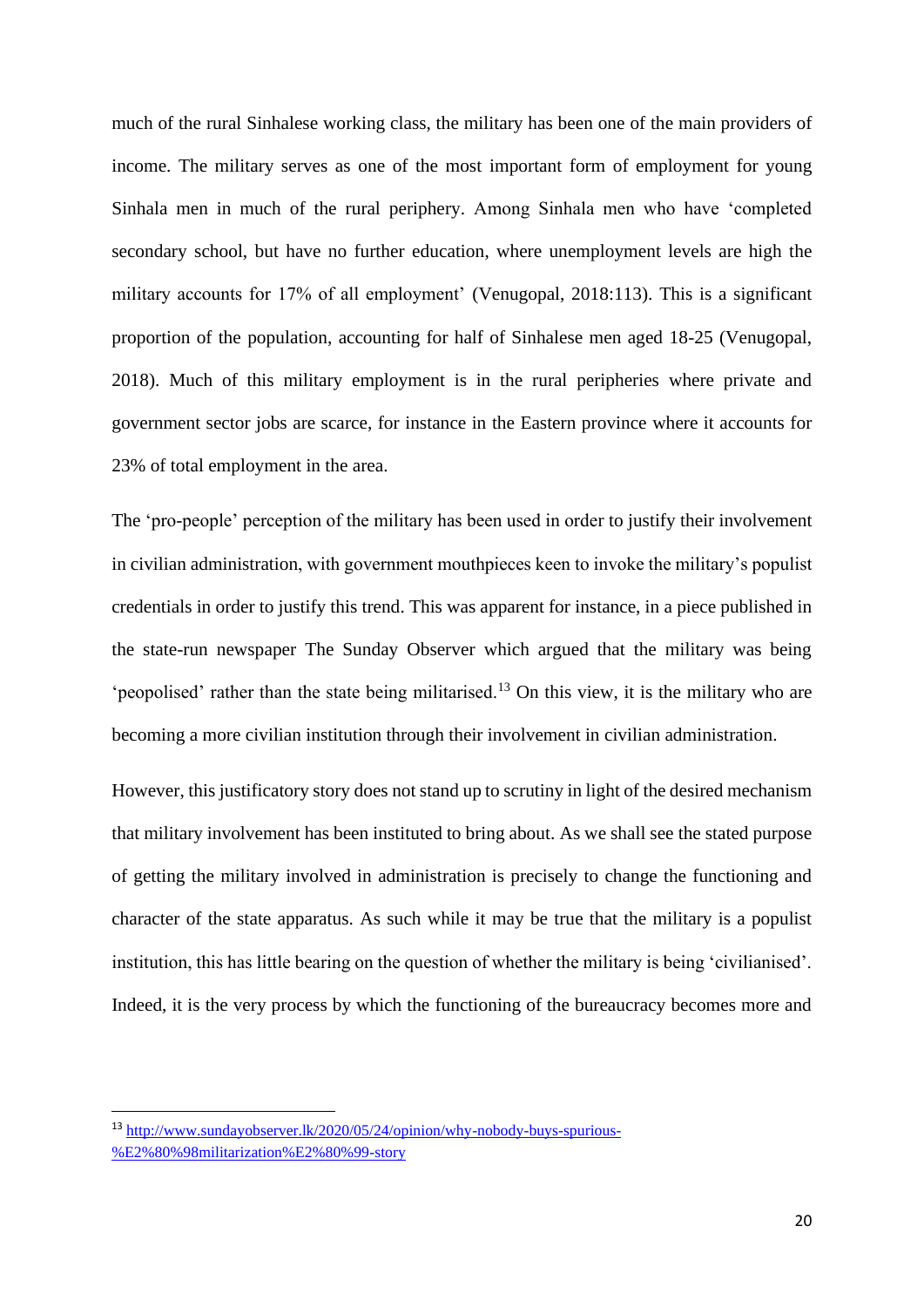much of the rural Sinhalese working class, the military has been one of the main providers of income. The military serves as one of the most important form of employment for young Sinhala men in much of the rural periphery. Among Sinhala men who have 'completed secondary school, but have no further education, where unemployment levels are high the military accounts for 17% of all employment' (Venugopal, 2018:113). This is a significant proportion of the population, accounting for half of Sinhalese men aged 18-25 (Venugopal, 2018). Much of this military employment is in the rural peripheries where private and government sector jobs are scarce, for instance in the Eastern province where it accounts for 23% of total employment in the area.

The 'pro-people' perception of the military has been used in order to justify their involvement in civilian administration, with government mouthpieces keen to invoke the military's populist credentials in order to justify this trend. This was apparent for instance, in a piece published in the state-run newspaper The Sunday Observer which argued that the military was being 'peopolised' rather than the state being militarised.[13] On this view, it is the military who are becoming a more civilian institution through their involvement in civilian administration.

However, this justificatory story does not stand up to scrutiny in light of the desired mechanism that military involvement has been instituted to bring about. As we shall see the stated purpose of getting the military involved in administration is precisely to change the functioning and character of the state apparatus. As such while it may be true that the military is a populist institution, this has little bearing on the question of whether the military is being 'civilianised'. Indeed, it is the very process by which the functioning of the bureaucracy becomes more and

[13] http://www.sundayobserver.lk/2020/05/24/opinion/why-nobody-buys-spurious-%E2%80%98militarization%E2%80%99-story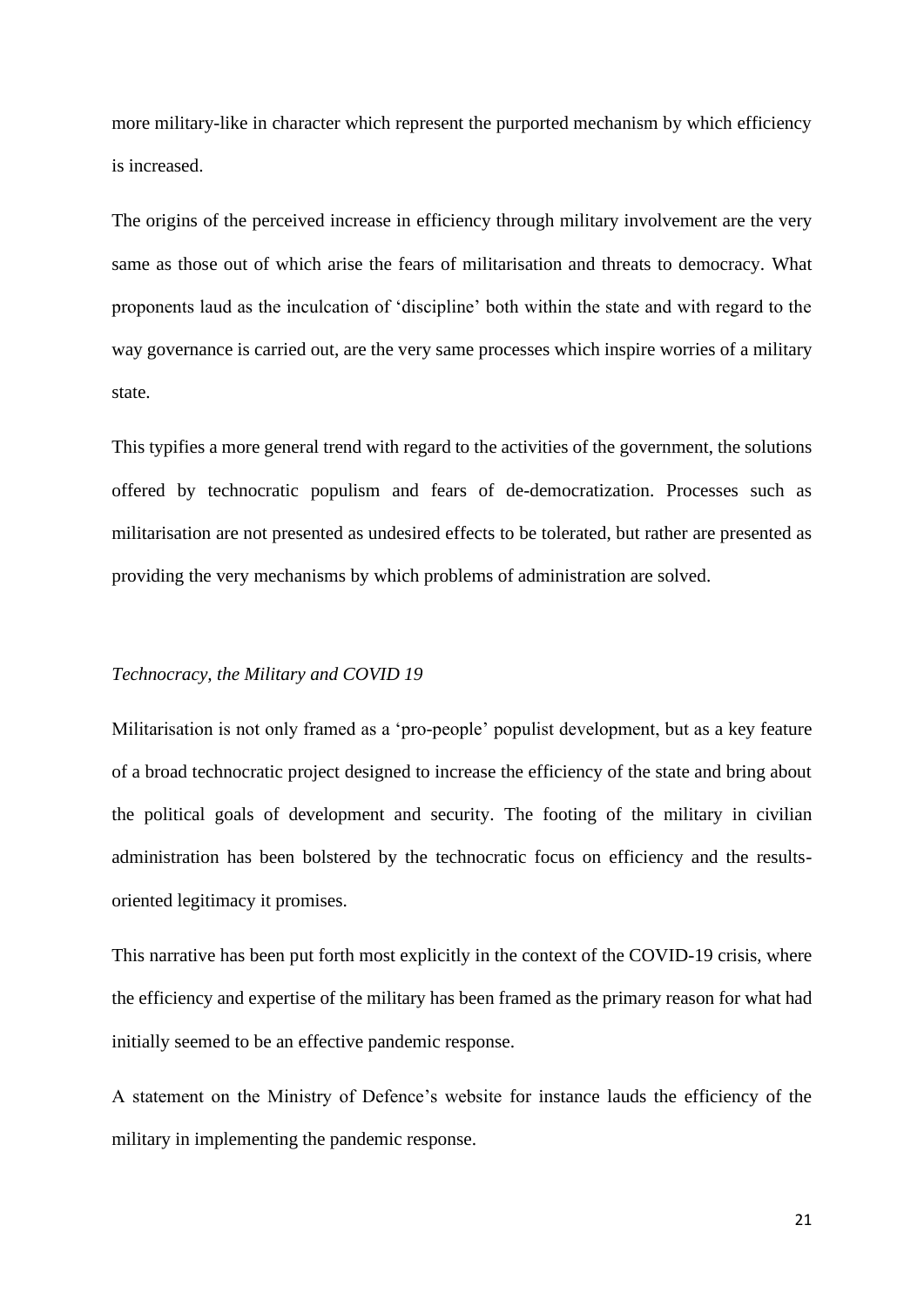more military-like in character which represent the purported mechanism by which efficiency is increased.

The origins of the perceived increase in efficiency through military involvement are the very same as those out of which arise the fears of militarisation and threats to democracy. What proponents laud as the inculcation of 'discipline' both within the state and with regard to the way governance is carried out, are the very same processes which inspire worries of a military state.

This typifies a more general trend with regard to the activities of the government, the solutions offered by technocratic populism and fears of de-democratization. Processes such as militarisation are not presented as undesired effects to be tolerated, but rather are presented as providing the very mechanisms by which problems of administration are solved.

*Technocracy, the Military and COVID 19*

Militarisation is not only framed as a 'pro-people' populist development, but as a key feature of a broad technocratic project designed to increase the efficiency of the state and bring about the political goals of development and security. The footing of the military in civilian administration has been bolstered by the technocratic focus on efficiency and the results-oriented legitimacy it promises.

This narrative has been put forth most explicitly in the context of the COVID-19 crisis, where the efficiency and expertise of the military has been framed as the primary reason for what had initially seemed to be an effective pandemic response.

A statement on the Ministry of Defence's website for instance lauds the efficiency of the military in implementing the pandemic response.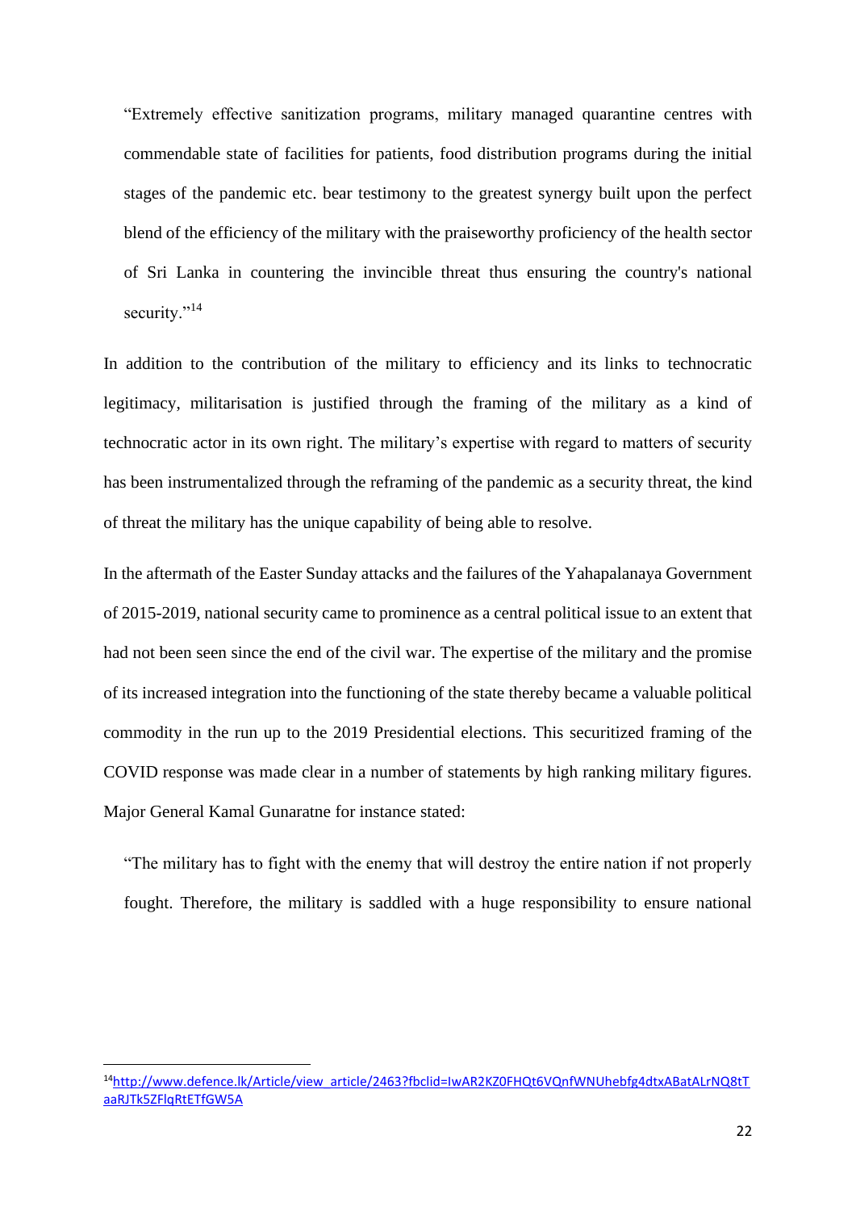> "Extremely effective sanitization programs, military managed quarantine centres with commendable state of facilities for patients, food distribution programs during the initial stages of the pandemic etc. bear testimony to the greatest synergy built upon the perfect blend of the efficiency of the military with the praiseworthy proficiency of the health sector of Sri Lanka in countering the invincible threat thus ensuring the country's national security."[14]

In addition to the contribution of the military to efficiency and its links to technocratic legitimacy, militarisation is justified through the framing of the military as a kind of technocratic actor in its own right. The military's expertise with regard to matters of security has been instrumentalized through the reframing of the pandemic as a security threat, the kind of threat the military has the unique capability of being able to resolve.

In the aftermath of the Easter Sunday attacks and the failures of the Yahapalanaya Government of 2015-2019, national security came to prominence as a central political issue to an extent that had not been seen since the end of the civil war. The expertise of the military and the promise of its increased integration into the functioning of the state thereby became a valuable political commodity in the run up to the 2019 Presidential elections. This securitized framing of the COVID response was made clear in a number of statements by high ranking military figures. Major General Kamal Gunaratne for instance stated:

> "The military has to fight with the enemy that will destroy the entire nation if not properly fought. Therefore, the military is saddled with a huge responsibility to ensure national

---

[14] http://www.defence.lk/Article/view_article/2463?fbclid=IwAR2KZ0FHQt6VQnfWNUhebfg4dtxABatALrNQ8tTaaRJTk5ZFlqRtETfGW5A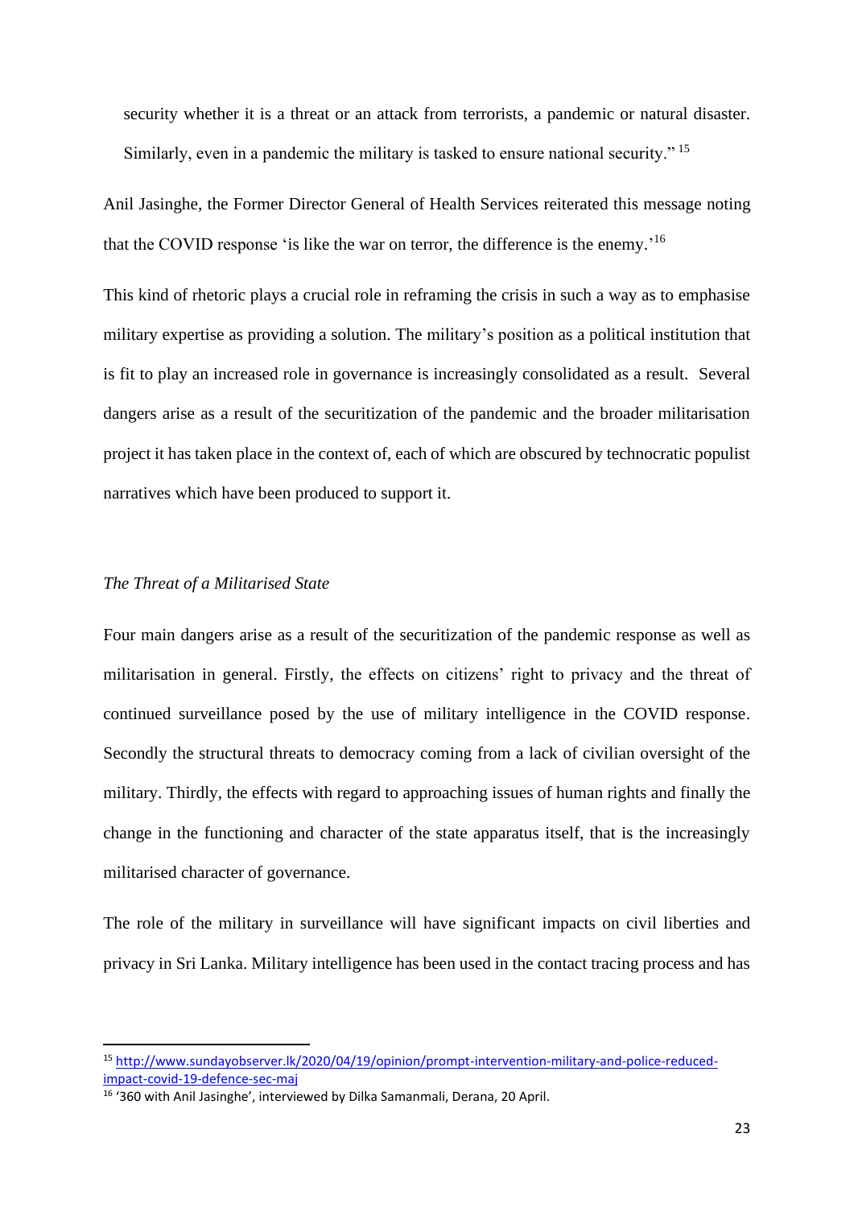security whether it is a threat or an attack from terrorists, a pandemic or natural disaster. Similarly, even in a pandemic the military is tasked to ensure national security."[15]

Anil Jasinghe, the Former Director General of Health Services reiterated this message noting that the COVID response 'is like the war on terror, the difference is the enemy.'[16]

This kind of rhetoric plays a crucial role in reframing the crisis in such a way as to emphasise military expertise as providing a solution. The military's position as a political institution that is fit to play an increased role in governance is increasingly consolidated as a result. Several dangers arise as a result of the securitization of the pandemic and the broader militarisation project it has taken place in the context of, each of which are obscured by technocratic populist narratives which have been produced to support it.

*The Threat of a Militarised State*

Four main dangers arise as a result of the securitization of the pandemic response as well as militarisation in general. Firstly, the effects on citizens' right to privacy and the threat of continued surveillance posed by the use of military intelligence in the COVID response. Secondly the structural threats to democracy coming from a lack of civilian oversight of the military. Thirdly, the effects with regard to approaching issues of human rights and finally the change in the functioning and character of the state apparatus itself, that is the increasingly militarised character of governance.

The role of the military in surveillance will have significant impacts on civil liberties and privacy in Sri Lanka. Military intelligence has been used in the contact tracing process and has

[15] http://www.sundayobserver.lk/2020/04/19/opinion/prompt-intervention-military-and-police-reduced-impact-covid-19-defence-sec-maj

[16] '360 with Anil Jasinghe', interviewed by Dilka Samanmali, Derana, 20 April.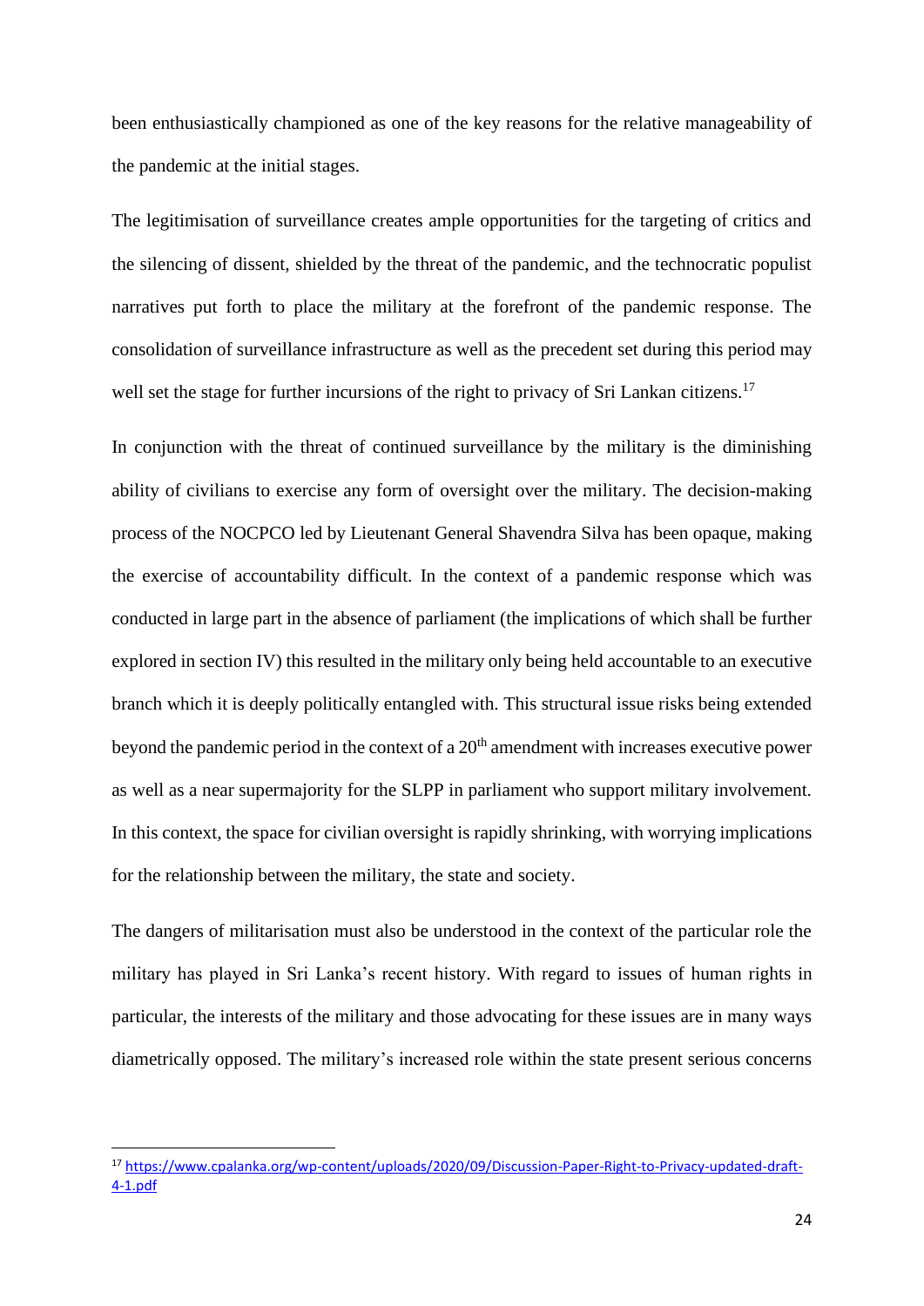been enthusiastically championed as one of the key reasons for the relative manageability of the pandemic at the initial stages.

The legitimisation of surveillance creates ample opportunities for the targeting of critics and the silencing of dissent, shielded by the threat of the pandemic, and the technocratic populist narratives put forth to place the military at the forefront of the pandemic response. The consolidation of surveillance infrastructure as well as the precedent set during this period may well set the stage for further incursions of the right to privacy of Sri Lankan citizens.[17]

In conjunction with the threat of continued surveillance by the military is the diminishing ability of civilians to exercise any form of oversight over the military. The decision-making process of the NOCPCO led by Lieutenant General Shavendra Silva has been opaque, making the exercise of accountability difficult. In the context of a pandemic response which was conducted in large part in the absence of parliament (the implications of which shall be further explored in section IV) this resulted in the military only being held accountable to an executive branch which it is deeply politically entangled with. This structural issue risks being extended beyond the pandemic period in the context of a 20th amendment with increases executive power as well as a near supermajority for the SLPP in parliament who support military involvement. In this context, the space for civilian oversight is rapidly shrinking, with worrying implications for the relationship between the military, the state and society.

The dangers of militarisation must also be understood in the context of the particular role the military has played in Sri Lanka's recent history. With regard to issues of human rights in particular, the interests of the military and those advocating for these issues are in many ways diametrically opposed. The military's increased role within the state present serious concerns

---

[17] https://www.cpalanka.org/wp-content/uploads/2020/09/Discussion-Paper-Right-to-Privacy-updated-draft-4-1.pdf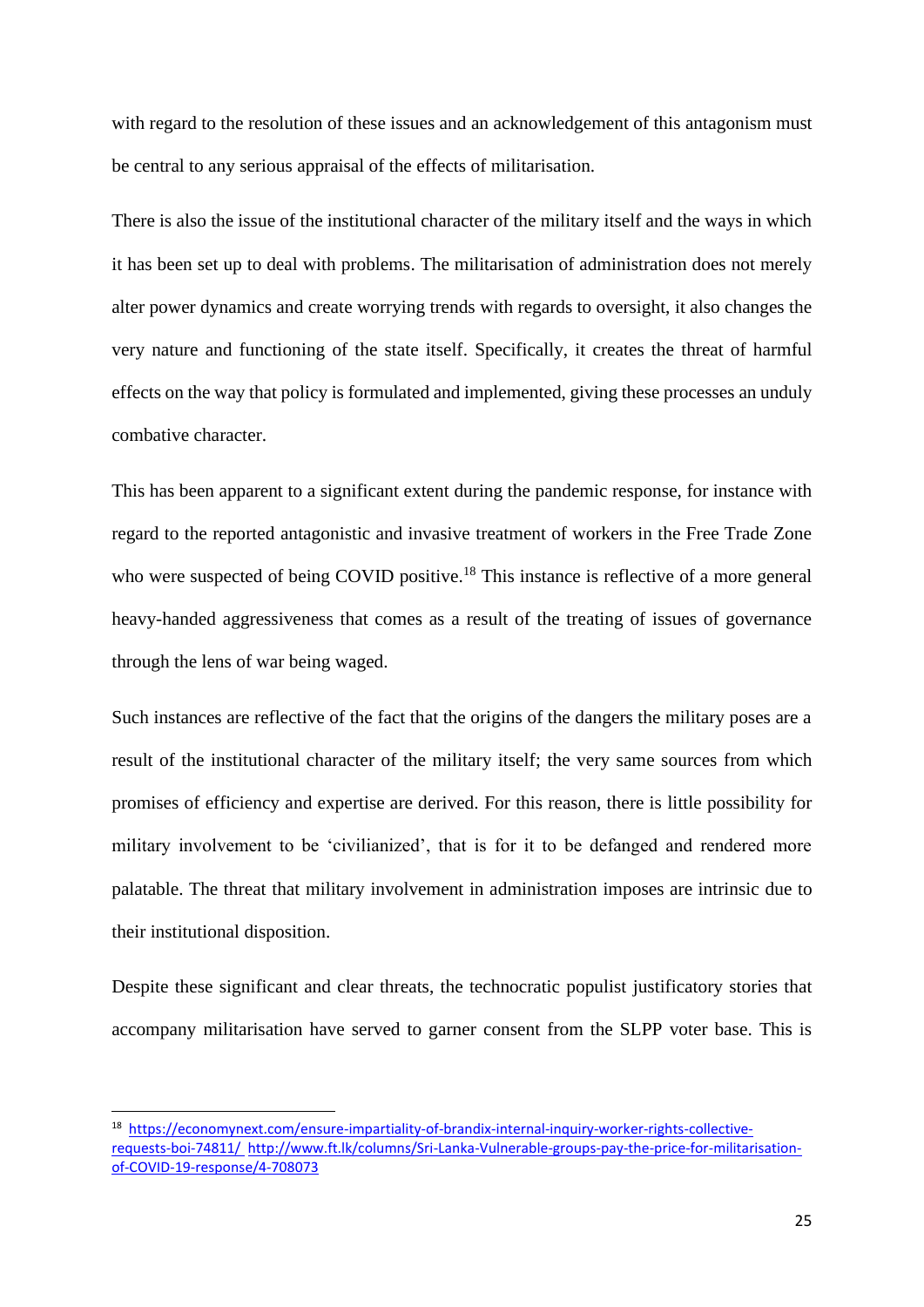with regard to the resolution of these issues and an acknowledgement of this antagonism must be central to any serious appraisal of the effects of militarisation.

There is also the issue of the institutional character of the military itself and the ways in which it has been set up to deal with problems. The militarisation of administration does not merely alter power dynamics and create worrying trends with regards to oversight, it also changes the very nature and functioning of the state itself. Specifically, it creates the threat of harmful effects on the way that policy is formulated and implemented, giving these processes an unduly combative character.

This has been apparent to a significant extent during the pandemic response, for instance with regard to the reported antagonistic and invasive treatment of workers in the Free Trade Zone who were suspected of being COVID positive.[18] This instance is reflective of a more general heavy-handed aggressiveness that comes as a result of the treating of issues of governance through the lens of war being waged.

Such instances are reflective of the fact that the origins of the dangers the military poses are a result of the institutional character of the military itself; the very same sources from which promises of efficiency and expertise are derived. For this reason, there is little possibility for military involvement to be 'civilianized', that is for it to be defanged and rendered more palatable. The threat that military involvement in administration imposes are intrinsic due to their institutional disposition.

Despite these significant and clear threats, the technocratic populist justificatory stories that accompany militarisation have served to garner consent from the SLPP voter base. This is

[18] https://economynext.com/ensure-impartiality-of-brandix-internal-inquiry-worker-rights-collective-requests-boi-74811/ http://www.ft.lk/columns/Sri-Lanka-Vulnerable-groups-pay-the-price-for-militarisation-of-COVID-19-response/4-708073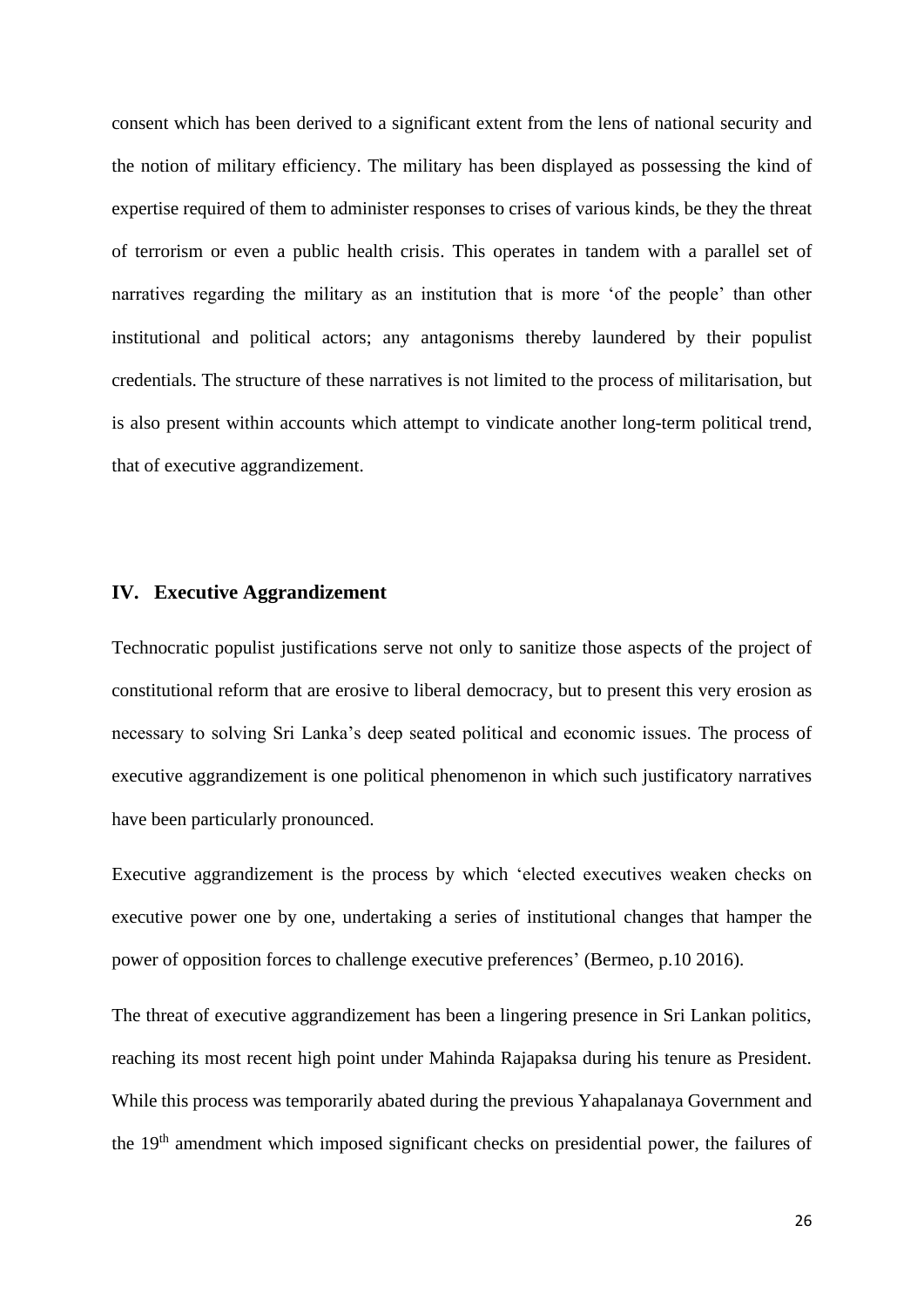consent which has been derived to a significant extent from the lens of national security and the notion of military efficiency. The military has been displayed as possessing the kind of expertise required of them to administer responses to crises of various kinds, be they the threat of terrorism or even a public health crisis. This operates in tandem with a parallel set of narratives regarding the military as an institution that is more 'of the people' than other institutional and political actors; any antagonisms thereby laundered by their populist credentials. The structure of these narratives is not limited to the process of militarisation, but is also present within accounts which attempt to vindicate another long-term political trend, that of executive aggrandizement.

## IV. Executive Aggrandizement

Technocratic populist justifications serve not only to sanitize those aspects of the project of constitutional reform that are erosive to liberal democracy, but to present this very erosion as necessary to solving Sri Lanka's deep seated political and economic issues. The process of executive aggrandizement is one political phenomenon in which such justificatory narratives have been particularly pronounced.

Executive aggrandizement is the process by which 'elected executives weaken checks on executive power one by one, undertaking a series of institutional changes that hamper the power of opposition forces to challenge executive preferences' (Bermeo, p.10 2016).

The threat of executive aggrandizement has been a lingering presence in Sri Lankan politics, reaching its most recent high point under Mahinda Rajapaksa during his tenure as President. While this process was temporarily abated during the previous Yahapalanaya Government and the 19th amendment which imposed significant checks on presidential power, the failures of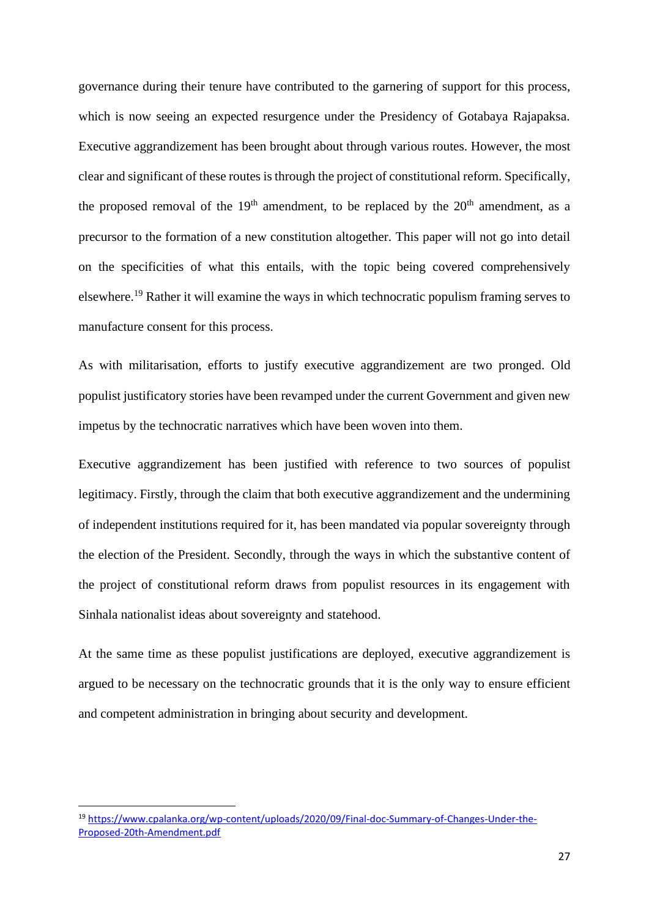governance during their tenure have contributed to the garnering of support for this process, which is now seeing an expected resurgence under the Presidency of Gotabaya Rajapaksa. Executive aggrandizement has been brought about through various routes. However, the most clear and significant of these routes is through the project of constitutional reform. Specifically, the proposed removal of the 19th amendment, to be replaced by the 20th amendment, as a precursor to the formation of a new constitution altogether. This paper will not go into detail on the specificities of what this entails, with the topic being covered comprehensively elsewhere.[19] Rather it will examine the ways in which technocratic populism framing serves to manufacture consent for this process.

As with militarisation, efforts to justify executive aggrandizement are two pronged. Old populist justificatory stories have been revamped under the current Government and given new impetus by the technocratic narratives which have been woven into them.

Executive aggrandizement has been justified with reference to two sources of populist legitimacy. Firstly, through the claim that both executive aggrandizement and the undermining of independent institutions required for it, has been mandated via popular sovereignty through the election of the President. Secondly, through the ways in which the substantive content of the project of constitutional reform draws from populist resources in its engagement with Sinhala nationalist ideas about sovereignty and statehood.

At the same time as these populist justifications are deployed, executive aggrandizement is argued to be necessary on the technocratic grounds that it is the only way to ensure efficient and competent administration in bringing about security and development.

---

[19] https://www.cpalanka.org/wp-content/uploads/2020/09/Final-doc-Summary-of-Changes-Under-the-Proposed-20th-Amendment.pdf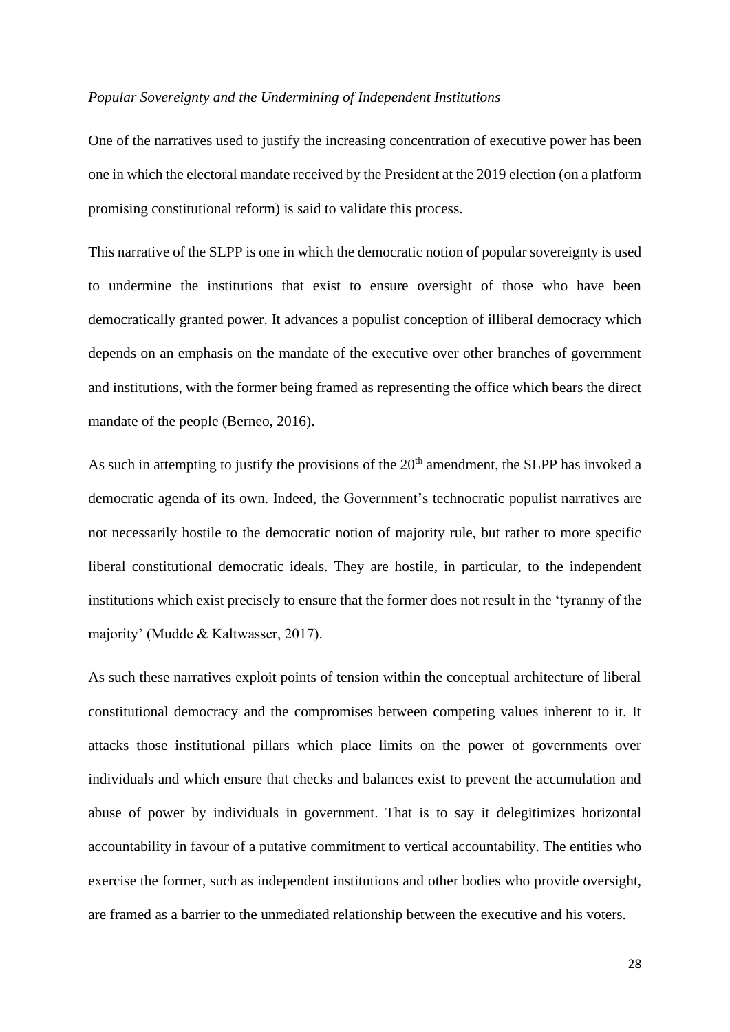*Popular Sovereignty and the Undermining of Independent Institutions*

One of the narratives used to justify the increasing concentration of executive power has been one in which the electoral mandate received by the President at the 2019 election (on a platform promising constitutional reform) is said to validate this process.

This narrative of the SLPP is one in which the democratic notion of popular sovereignty is used to undermine the institutions that exist to ensure oversight of those who have been democratically granted power. It advances a populist conception of illiberal democracy which depends on an emphasis on the mandate of the executive over other branches of government and institutions, with the former being framed as representing the office which bears the direct mandate of the people (Berneo, 2016).

As such in attempting to justify the provisions of the 20th amendment, the SLPP has invoked a democratic agenda of its own. Indeed, the Government's technocratic populist narratives are not necessarily hostile to the democratic notion of majority rule, but rather to more specific liberal constitutional democratic ideals. They are hostile, in particular, to the independent institutions which exist precisely to ensure that the former does not result in the 'tyranny of the majority' (Mudde & Kaltwasser, 2017).

As such these narratives exploit points of tension within the conceptual architecture of liberal constitutional democracy and the compromises between competing values inherent to it. It attacks those institutional pillars which place limits on the power of governments over individuals and which ensure that checks and balances exist to prevent the accumulation and abuse of power by individuals in government. That is to say it delegitimizes horizontal accountability in favour of a putative commitment to vertical accountability. The entities who exercise the former, such as independent institutions and other bodies who provide oversight, are framed as a barrier to the unmediated relationship between the executive and his voters.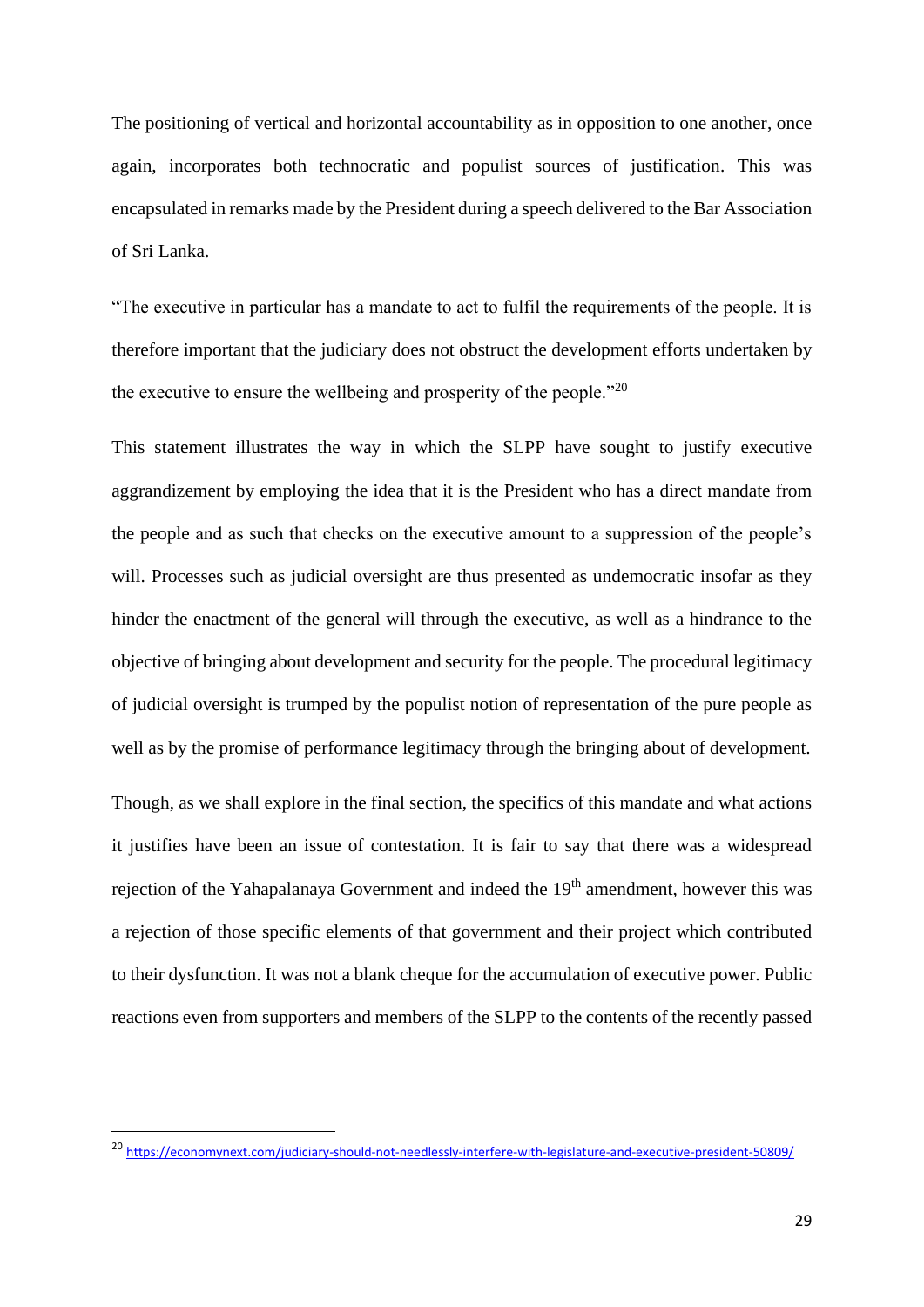The positioning of vertical and horizontal accountability as in opposition to one another, once again, incorporates both technocratic and populist sources of justification. This was encapsulated in remarks made by the President during a speech delivered to the Bar Association of Sri Lanka.

"The executive in particular has a mandate to act to fulfil the requirements of the people. It is therefore important that the judiciary does not obstruct the development efforts undertaken by the executive to ensure the wellbeing and prosperity of the people."[20]

This statement illustrates the way in which the SLPP have sought to justify executive aggrandizement by employing the idea that it is the President who has a direct mandate from the people and as such that checks on the executive amount to a suppression of the people's will. Processes such as judicial oversight are thus presented as undemocratic insofar as they hinder the enactment of the general will through the executive, as well as a hindrance to the objective of bringing about development and security for the people. The procedural legitimacy of judicial oversight is trumped by the populist notion of representation of the pure people as well as by the promise of performance legitimacy through the bringing about of development.

Though, as we shall explore in the final section, the specifics of this mandate and what actions it justifies have been an issue of contestation. It is fair to say that there was a widespread rejection of the Yahapalanaya Government and indeed the 19th amendment, however this was a rejection of those specific elements of that government and their project which contributed to their dysfunction. It was not a blank cheque for the accumulation of executive power. Public reactions even from supporters and members of the SLPP to the contents of the recently passed

---

[20] https://economynext.com/judiciary-should-not-needlessly-interfere-with-legislature-and-executive-president-50809/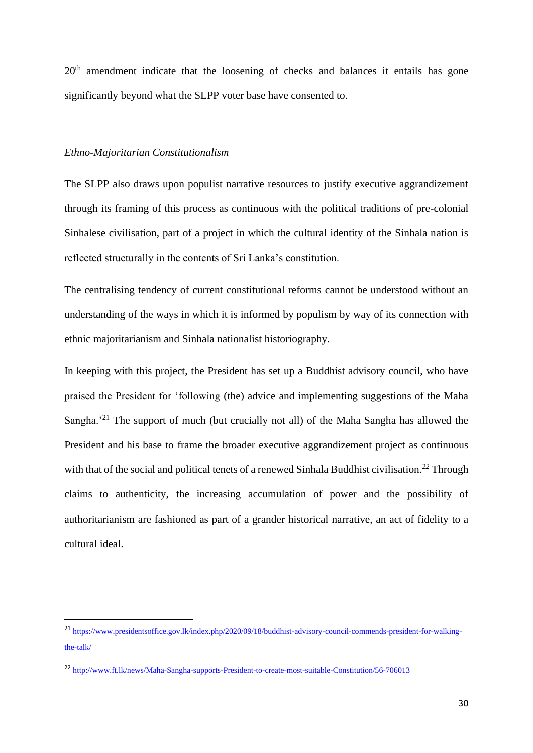20th amendment indicate that the loosening of checks and balances it entails has gone significantly beyond what the SLPP voter base have consented to.

*Ethno-Majoritarian Constitutionalism*

The SLPP also draws upon populist narrative resources to justify executive aggrandizement through its framing of this process as continuous with the political traditions of pre-colonial Sinhalese civilisation, part of a project in which the cultural identity of the Sinhala nation is reflected structurally in the contents of Sri Lanka's constitution.

The centralising tendency of current constitutional reforms cannot be understood without an understanding of the ways in which it is informed by populism by way of its connection with ethnic majoritarianism and Sinhala nationalist historiography.

In keeping with this project, the President has set up a Buddhist advisory council, who have praised the President for 'following (the) advice and implementing suggestions of the Maha Sangha.'[21] The support of much (but crucially not all) of the Maha Sangha has allowed the President and his base to frame the broader executive aggrandizement project as continuous with that of the social and political tenets of a renewed Sinhala Buddhist civilisation.[22] Through claims to authenticity, the increasing accumulation of power and the possibility of authoritarianism are fashioned as part of a grander historical narrative, an act of fidelity to a cultural ideal.

---

[21] https://www.presidentsoffice.gov.lk/index.php/2020/09/18/buddhist-advisory-council-commends-president-for-walking-the-talk/

[22] http://www.ft.lk/news/Maha-Sangha-supports-President-to-create-most-suitable-Constitution/56-706013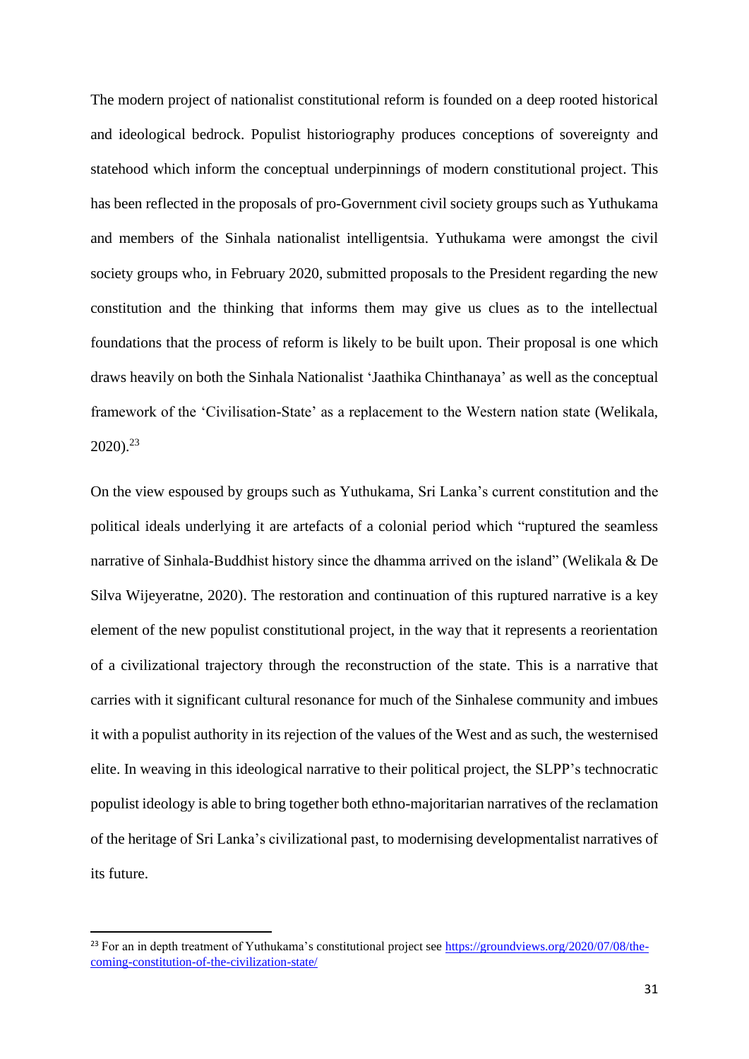The modern project of nationalist constitutional reform is founded on a deep rooted historical and ideological bedrock. Populist historiography produces conceptions of sovereignty and statehood which inform the conceptual underpinnings of modern constitutional project. This has been reflected in the proposals of pro-Government civil society groups such as Yuthukama and members of the Sinhala nationalist intelligentsia. Yuthukama were amongst the civil society groups who, in February 2020, submitted proposals to the President regarding the new constitution and the thinking that informs them may give us clues as to the intellectual foundations that the process of reform is likely to be built upon. Their proposal is one which draws heavily on both the Sinhala Nationalist 'Jaathika Chinthanaya' as well as the conceptual framework of the 'Civilisation-State' as a replacement to the Western nation state (Welikala, 2020).[23]

On the view espoused by groups such as Yuthukama, Sri Lanka's current constitution and the political ideals underlying it are artefacts of a colonial period which "ruptured the seamless narrative of Sinhala-Buddhist history since the dhamma arrived on the island" (Welikala & De Silva Wijeyeratne, 2020). The restoration and continuation of this ruptured narrative is a key element of the new populist constitutional project, in the way that it represents a reorientation of a civilizational trajectory through the reconstruction of the state. This is a narrative that carries with it significant cultural resonance for much of the Sinhalese community and imbues it with a populist authority in its rejection of the values of the West and as such, the westernised elite. In weaving in this ideological narrative to their political project, the SLPP's technocratic populist ideology is able to bring together both ethno-majoritarian narratives of the reclamation of the heritage of Sri Lanka's civilizational past, to modernising developmentalist narratives of its future.

---

[23] For an in depth treatment of Yuthukama's constitutional project see https://groundviews.org/2020/07/08/the-coming-constitution-of-the-civilization-state/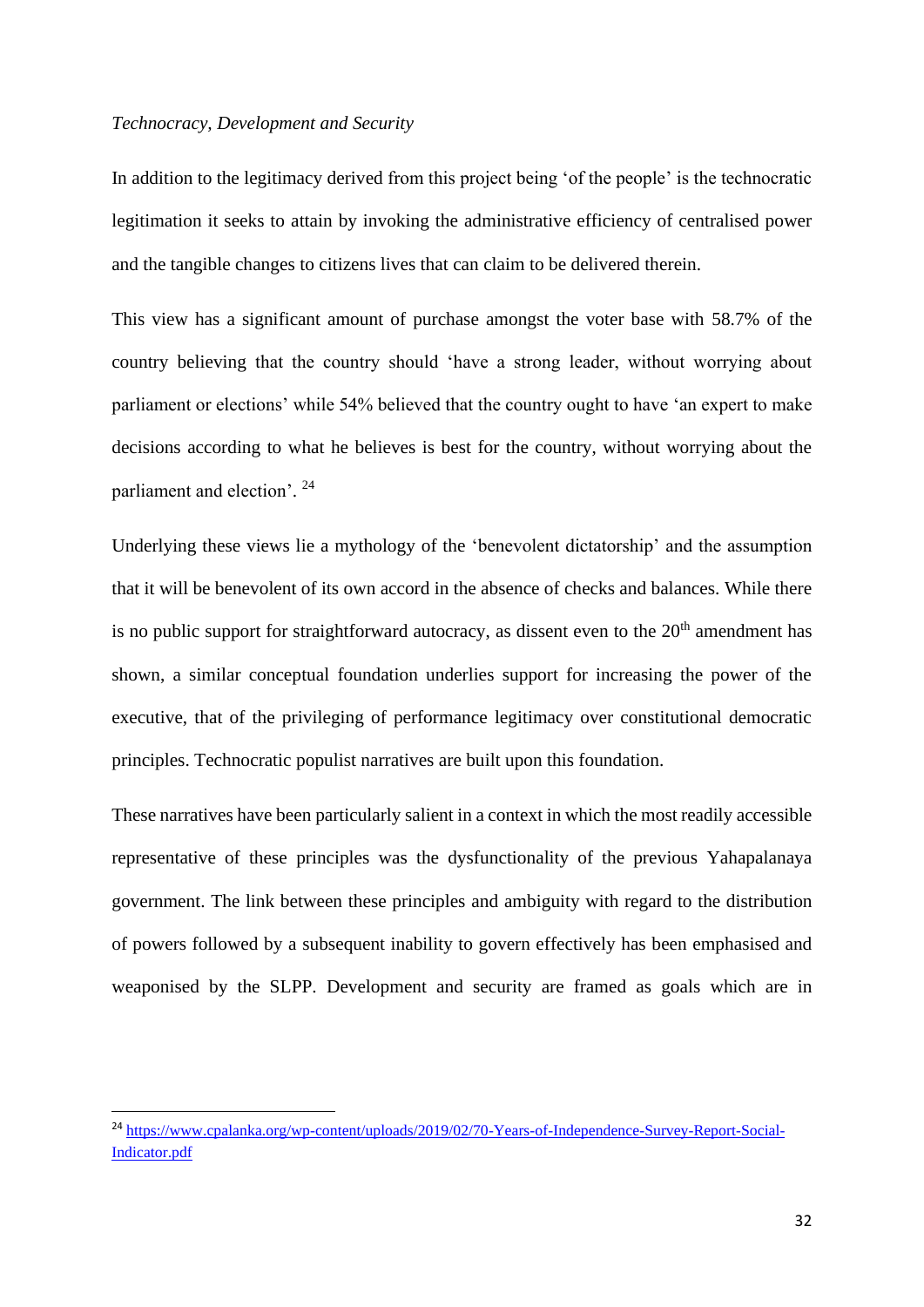*Technocracy, Development and Security*

In addition to the legitimacy derived from this project being 'of the people' is the technocratic legitimation it seeks to attain by invoking the administrative efficiency of centralised power and the tangible changes to citizens lives that can claim to be delivered therein.

This view has a significant amount of purchase amongst the voter base with 58.7% of the country believing that the country should 'have a strong leader, without worrying about parliament or elections' while 54% believed that the country ought to have 'an expert to make decisions according to what he believes is best for the country, without worrying about the parliament and election'. [24]

Underlying these views lie a mythology of the 'benevolent dictatorship' and the assumption that it will be benevolent of its own accord in the absence of checks and balances. While there is no public support for straightforward autocracy, as dissent even to the 20th amendment has shown, a similar conceptual foundation underlies support for increasing the power of the executive, that of the privileging of performance legitimacy over constitutional democratic principles. Technocratic populist narratives are built upon this foundation.

These narratives have been particularly salient in a context in which the most readily accessible representative of these principles was the dysfunctionality of the previous Yahapalanaya government. The link between these principles and ambiguity with regard to the distribution of powers followed by a subsequent inability to govern effectively has been emphasised and weaponised by the SLPP. Development and security are framed as goals which are in

---

[24] https://www.cpalanka.org/wp-content/uploads/2019/02/70-Years-of-Independence-Survey-Report-Social-Indicator.pdf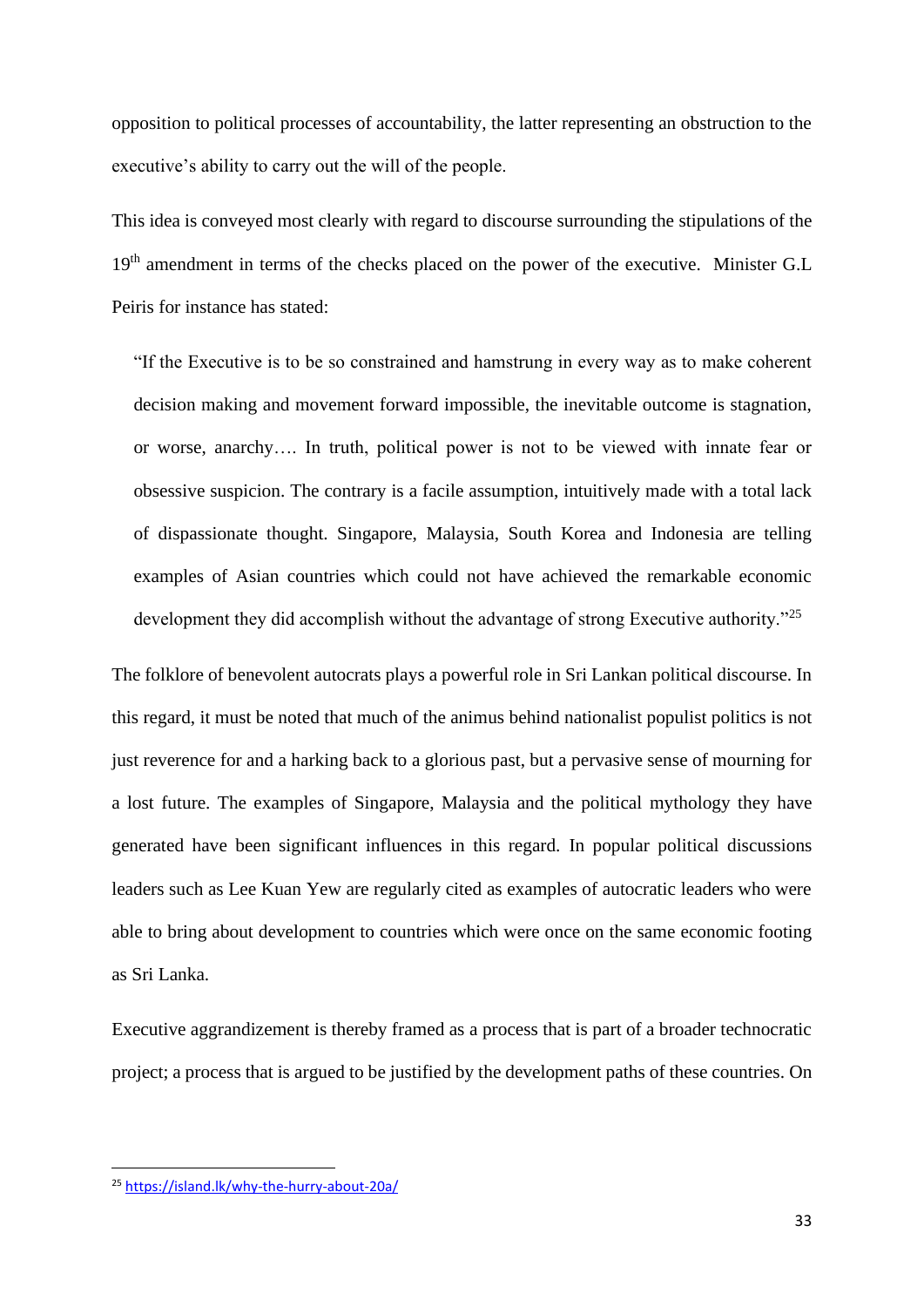opposition to political processes of accountability, the latter representing an obstruction to the executive's ability to carry out the will of the people.

This idea is conveyed most clearly with regard to discourse surrounding the stipulations of the 19th amendment in terms of the checks placed on the power of the executive. Minister G.L Peiris for instance has stated:

> "If the Executive is to be so constrained and hamstrung in every way as to make coherent decision making and movement forward impossible, the inevitable outcome is stagnation, or worse, anarchy…. In truth, political power is not to be viewed with innate fear or obsessive suspicion. The contrary is a facile assumption, intuitively made with a total lack of dispassionate thought. Singapore, Malaysia, South Korea and Indonesia are telling examples of Asian countries which could not have achieved the remarkable economic development they did accomplish without the advantage of strong Executive authority."[25]

The folklore of benevolent autocrats plays a powerful role in Sri Lankan political discourse. In this regard, it must be noted that much of the animus behind nationalist populist politics is not just reverence for and a harking back to a glorious past, but a pervasive sense of mourning for a lost future. The examples of Singapore, Malaysia and the political mythology they have generated have been significant influences in this regard. In popular political discussions leaders such as Lee Kuan Yew are regularly cited as examples of autocratic leaders who were able to bring about development to countries which were once on the same economic footing as Sri Lanka.

Executive aggrandizement is thereby framed as a process that is part of a broader technocratic project; a process that is argued to be justified by the development paths of these countries. On

[25] https://island.lk/why-the-hurry-about-20a/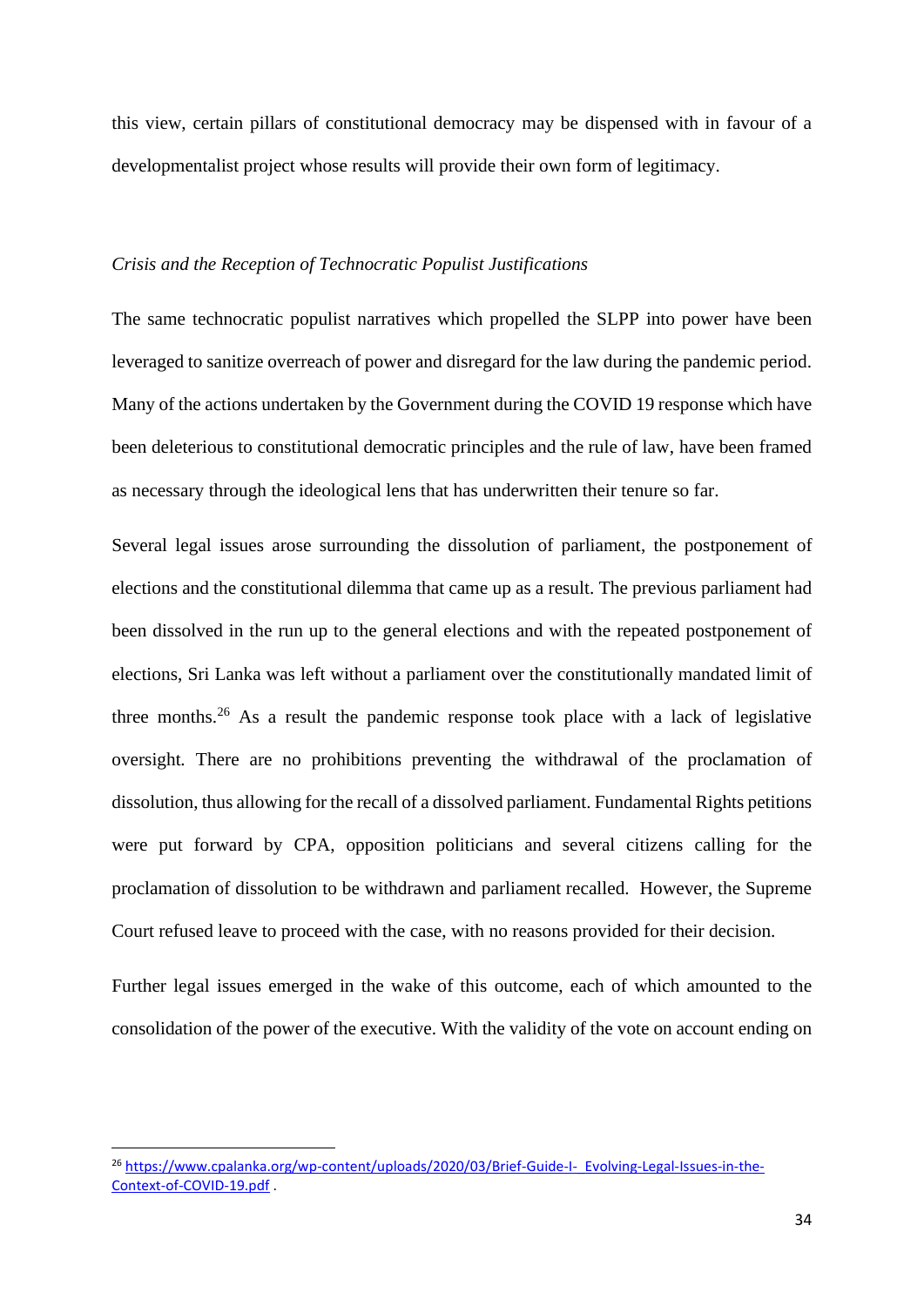this view, certain pillars of constitutional democracy may be dispensed with in favour of a developmentalist project whose results will provide their own form of legitimacy.

*Crisis and the Reception of Technocratic Populist Justifications*

The same technocratic populist narratives which propelled the SLPP into power have been leveraged to sanitize overreach of power and disregard for the law during the pandemic period. Many of the actions undertaken by the Government during the COVID 19 response which have been deleterious to constitutional democratic principles and the rule of law, have been framed as necessary through the ideological lens that has underwritten their tenure so far.

Several legal issues arose surrounding the dissolution of parliament, the postponement of elections and the constitutional dilemma that came up as a result. The previous parliament had been dissolved in the run up to the general elections and with the repeated postponement of elections, Sri Lanka was left without a parliament over the constitutionally mandated limit of three months.[26] As a result the pandemic response took place with a lack of legislative oversight. There are no prohibitions preventing the withdrawal of the proclamation of dissolution, thus allowing for the recall of a dissolved parliament. Fundamental Rights petitions were put forward by CPA, opposition politicians and several citizens calling for the proclamation of dissolution to be withdrawn and parliament recalled. However, the Supreme Court refused leave to proceed with the case, with no reasons provided for their decision.

Further legal issues emerged in the wake of this outcome, each of which amounted to the consolidation of the power of the executive. With the validity of the vote on account ending on

---

[26] https://www.cpalanka.org/wp-content/uploads/2020/03/Brief-Guide-I-_Evolving-Legal-Issues-in-the-Context-of-COVID-19.pdf .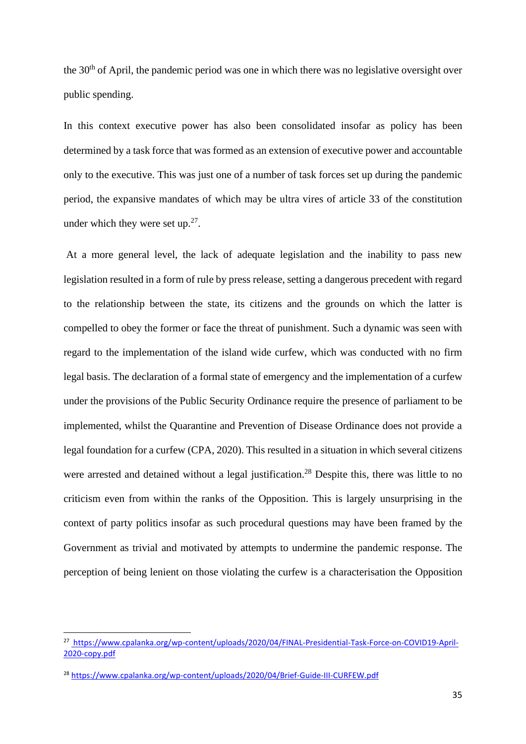the 30th of April, the pandemic period was one in which there was no legislative oversight over public spending.

In this context executive power has also been consolidated insofar as policy has been determined by a task force that was formed as an extension of executive power and accountable only to the executive. This was just one of a number of task forces set up during the pandemic period, the expansive mandates of which may be ultra vires of article 33 of the constitution under which they were set up.[27].

At a more general level, the lack of adequate legislation and the inability to pass new legislation resulted in a form of rule by press release, setting a dangerous precedent with regard to the relationship between the state, its citizens and the grounds on which the latter is compelled to obey the former or face the threat of punishment. Such a dynamic was seen with regard to the implementation of the island wide curfew, which was conducted with no firm legal basis. The declaration of a formal state of emergency and the implementation of a curfew under the provisions of the Public Security Ordinance require the presence of parliament to be implemented, whilst the Quarantine and Prevention of Disease Ordinance does not provide a legal foundation for a curfew (CPA, 2020). This resulted in a situation in which several citizens were arrested and detained without a legal justification.[28] Despite this, there was little to no criticism even from within the ranks of the Opposition. This is largely unsurprising in the context of party politics insofar as such procedural questions may have been framed by the Government as trivial and motivated by attempts to undermine the pandemic response. The perception of being lenient on those violating the curfew is a characterisation the Opposition

---

[27] https://www.cpalanka.org/wp-content/uploads/2020/04/FINAL-Presidential-Task-Force-on-COVID19-April-2020-copy.pdf

[28] https://www.cpalanka.org/wp-content/uploads/2020/04/Brief-Guide-III-CURFEW.pdf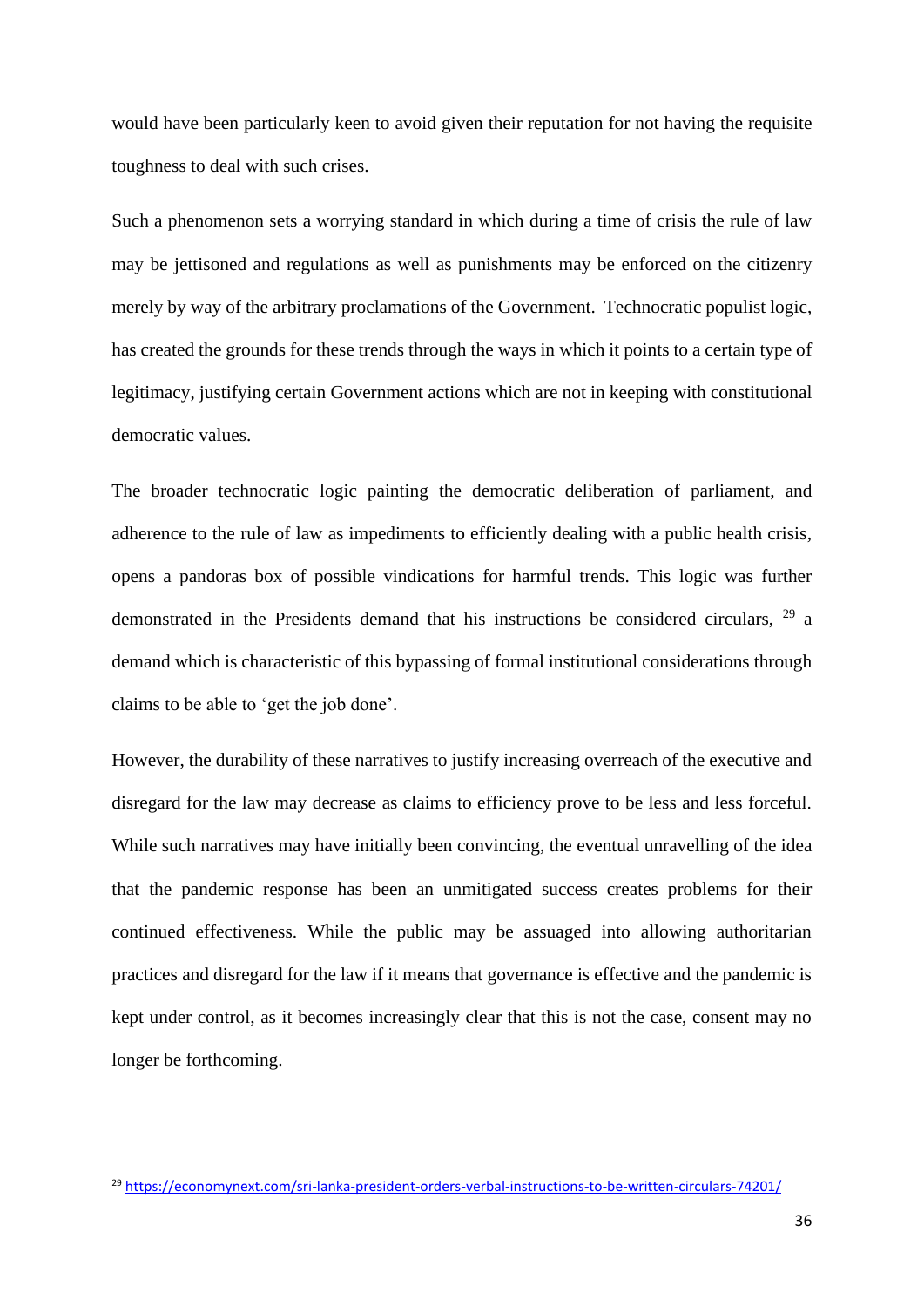would have been particularly keen to avoid given their reputation for not having the requisite toughness to deal with such crises.

Such a phenomenon sets a worrying standard in which during a time of crisis the rule of law may be jettisoned and regulations as well as punishments may be enforced on the citizenry merely by way of the arbitrary proclamations of the Government. Technocratic populist logic, has created the grounds for these trends through the ways in which it points to a certain type of legitimacy, justifying certain Government actions which are not in keeping with constitutional democratic values.

The broader technocratic logic painting the democratic deliberation of parliament, and adherence to the rule of law as impediments to efficiently dealing with a public health crisis, opens a pandoras box of possible vindications for harmful trends. This logic was further demonstrated in the Presidents demand that his instructions be considered circulars, [29] a demand which is characteristic of this bypassing of formal institutional considerations through claims to be able to 'get the job done'.

However, the durability of these narratives to justify increasing overreach of the executive and disregard for the law may decrease as claims to efficiency prove to be less and less forceful. While such narratives may have initially been convincing, the eventual unravelling of the idea that the pandemic response has been an unmitigated success creates problems for their continued effectiveness. While the public may be assuaged into allowing authoritarian practices and disregard for the law if it means that governance is effective and the pandemic is kept under control, as it becomes increasingly clear that this is not the case, consent may no longer be forthcoming.

---

[29] https://economynext.com/sri-lanka-president-orders-verbal-instructions-to-be-written-circulars-74201/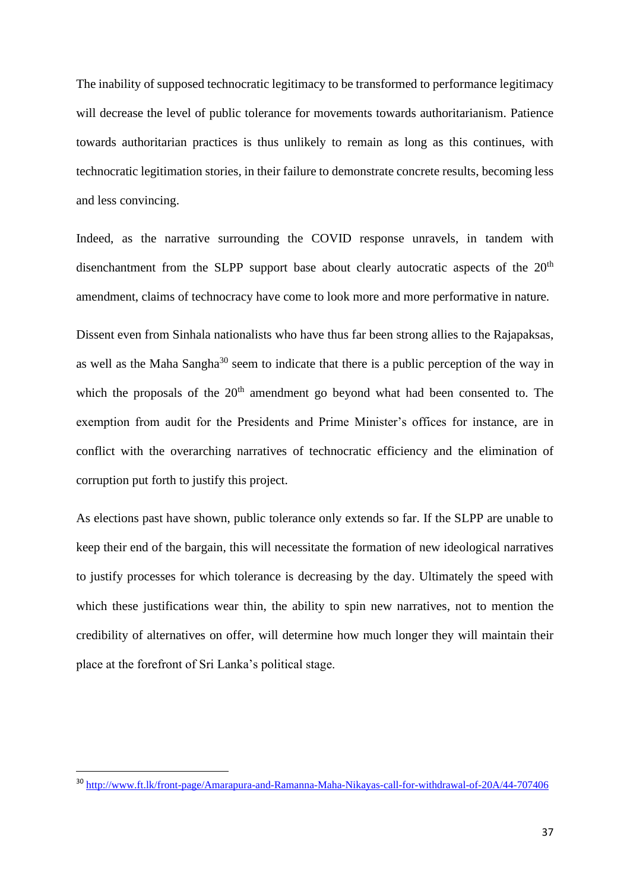The inability of supposed technocratic legitimacy to be transformed to performance legitimacy will decrease the level of public tolerance for movements towards authoritarianism. Patience towards authoritarian practices is thus unlikely to remain as long as this continues, with technocratic legitimation stories, in their failure to demonstrate concrete results, becoming less and less convincing.

Indeed, as the narrative surrounding the COVID response unravels, in tandem with disenchantment from the SLPP support base about clearly autocratic aspects of the 20th amendment, claims of technocracy have come to look more and more performative in nature.

Dissent even from Sinhala nationalists who have thus far been strong allies to the Rajapaksas, as well as the Maha Sangha[30] seem to indicate that there is a public perception of the way in which the proposals of the 20th amendment go beyond what had been consented to. The exemption from audit for the Presidents and Prime Minister's offices for instance, are in conflict with the overarching narratives of technocratic efficiency and the elimination of corruption put forth to justify this project.

As elections past have shown, public tolerance only extends so far. If the SLPP are unable to keep their end of the bargain, this will necessitate the formation of new ideological narratives to justify processes for which tolerance is decreasing by the day. Ultimately the speed with which these justifications wear thin, the ability to spin new narratives, not to mention the credibility of alternatives on offer, will determine how much longer they will maintain their place at the forefront of Sri Lanka's political stage.

---

[30] http://www.ft.lk/front-page/Amarapura-and-Ramanna-Maha-Nikayas-call-for-withdrawal-of-20A/44-707406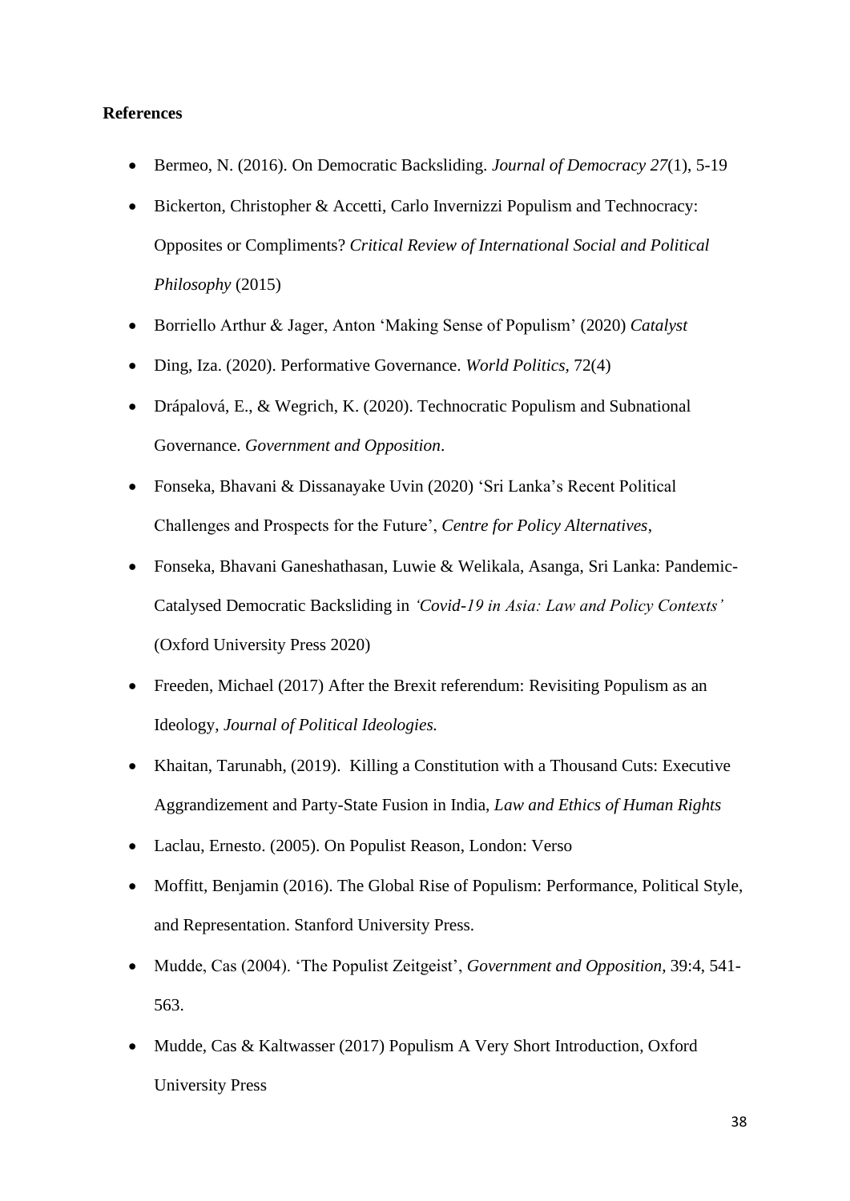**References**

- Bermeo, N. (2016). On Democratic Backsliding. *Journal of Democracy 27*(1), 5-19
- Bickerton, Christopher & Accetti, Carlo Invernizzi Populism and Technocracy: Opposites or Compliments? *Critical Review of International Social and Political Philosophy* (2015)
- Borriello Arthur & Jager, Anton 'Making Sense of Populism' (2020) *Catalyst*
- Ding, Iza. (2020). Performative Governance. *World Politics,* 72(4)
- Drápalová, E., & Wegrich, K. (2020). Technocratic Populism and Subnational Governance. *Government and Opposition*.
- Fonseka, Bhavani & Dissanayake Uvin (2020) 'Sri Lanka's Recent Political Challenges and Prospects for the Future', *Centre for Policy Alternatives*,
- Fonseka, Bhavani Ganeshathasan, Luwie & Welikala, Asanga, Sri Lanka: Pandemic-Catalysed Democratic Backsliding in *'Covid-19 in Asia: Law and Policy Contexts'* (Oxford University Press 2020)
- Freeden, Michael (2017) After the Brexit referendum: Revisiting Populism as an Ideology, *Journal of Political Ideologies.*
- Khaitan, Tarunabh, (2019). Killing a Constitution with a Thousand Cuts: Executive Aggrandizement and Party-State Fusion in India, *Law and Ethics of Human Rights*
- Laclau, Ernesto. (2005). On Populist Reason, London: Verso
- Moffitt, Benjamin (2016). The Global Rise of Populism: Performance, Political Style, and Representation. Stanford University Press.
- Mudde, Cas (2004). 'The Populist Zeitgeist', *Government and Opposition*, 39:4, 541-563.
- Mudde, Cas & Kaltwasser (2017) Populism A Very Short Introduction, Oxford University Press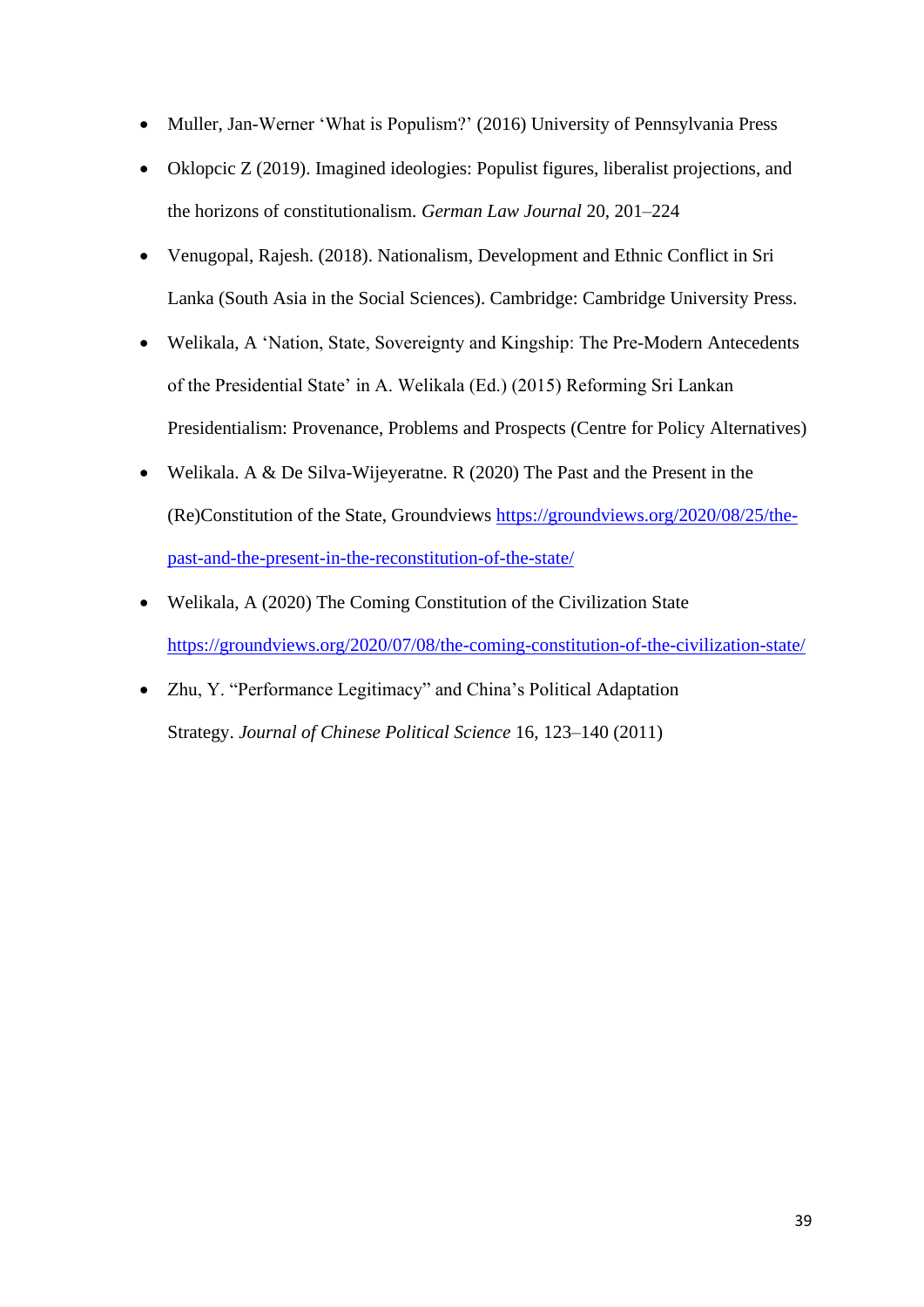- Muller, Jan-Werner 'What is Populism?' (2016) University of Pennsylvania Press
- Oklopcic Z (2019). Imagined ideologies: Populist figures, liberalist projections, and the horizons of constitutionalism. *German Law Journal* 20, 201–224
- Venugopal, Rajesh. (2018). Nationalism, Development and Ethnic Conflict in Sri Lanka (South Asia in the Social Sciences). Cambridge: Cambridge University Press.
- Welikala, A 'Nation, State, Sovereignty and Kingship: The Pre-Modern Antecedents of the Presidential State' in A. Welikala (Ed.) (2015) Reforming Sri Lankan Presidentialism: Provenance, Problems and Prospects (Centre for Policy Alternatives)
- Welikala. A & De Silva-Wijeyeratne. R (2020) The Past and the Present in the (Re)Constitution of the State, Groundviews https://groundviews.org/2020/08/25/the-past-and-the-present-in-the-reconstitution-of-the-state/
- Welikala, A (2020) The Coming Constitution of the Civilization State https://groundviews.org/2020/07/08/the-coming-constitution-of-the-civilization-state/
- Zhu, Y. "Performance Legitimacy" and China's Political Adaptation Strategy. *Journal of Chinese Political Science* 16, 123–140 (2011)